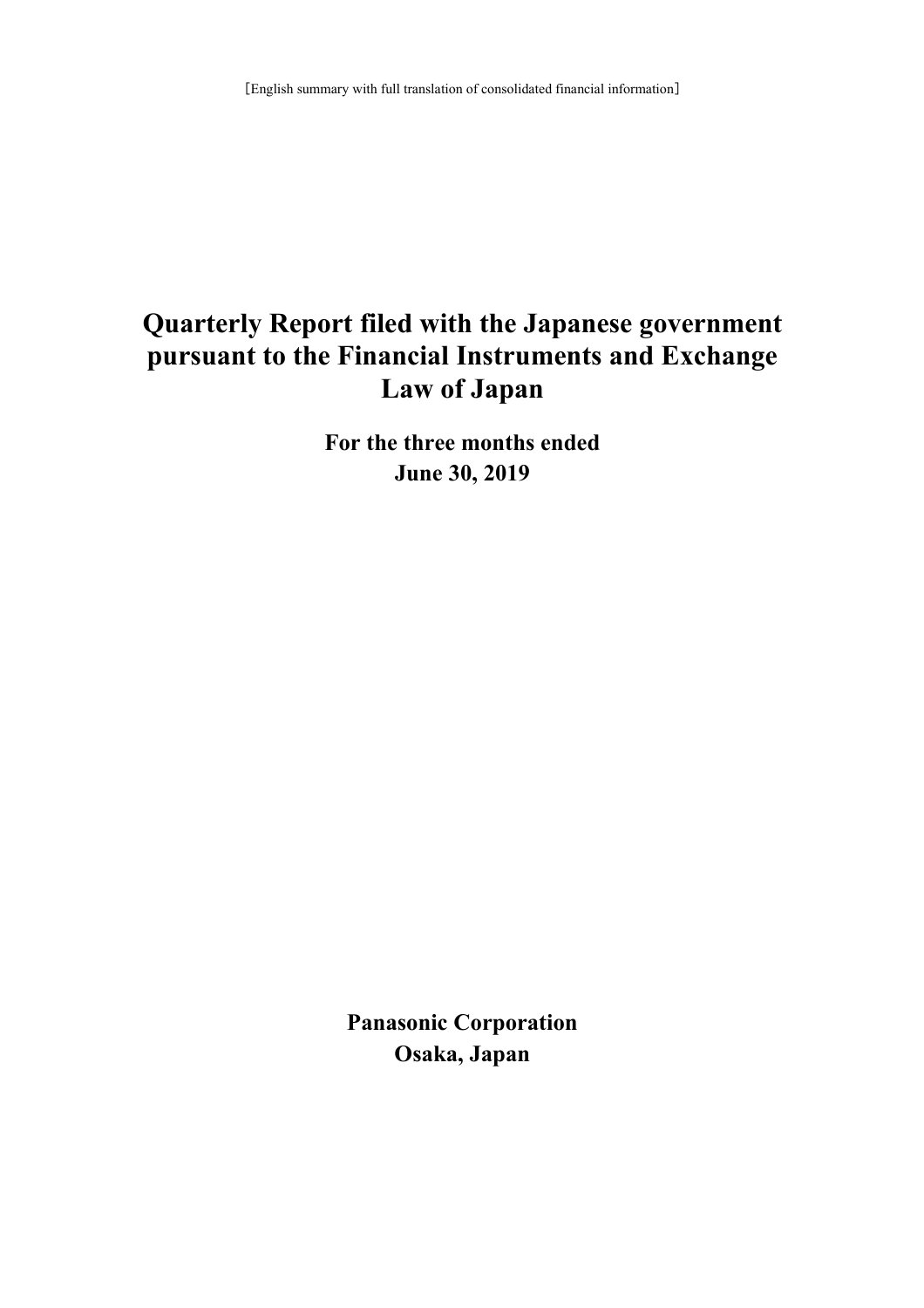［English summary with full translation of consolidated financial information］

# Quarterly Report filed with the Japanese government pursuant to the Financial Instruments and Exchange Law of Japan

**For the three months ended June 30, 2019**

**Panasonic Corporation**
**Osaka, Japan**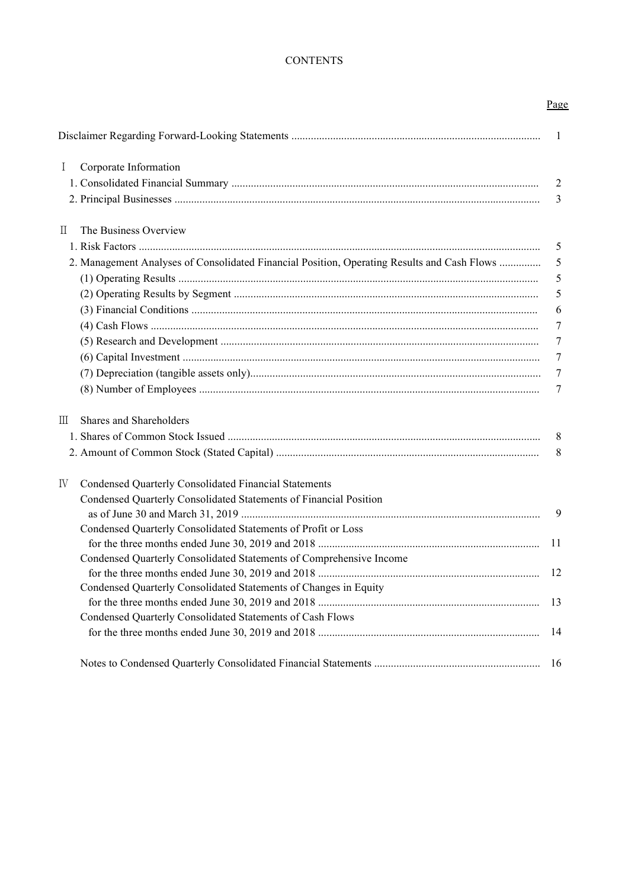# CONTENTS

| | Page |
|---|---|
| Disclaimer Regarding Forward-Looking Statements | 1 |
| Ⅰ Corporate Information | |
| 1. Consolidated Financial Summary | 2 |
| 2. Principal Businesses | 3 |
| Ⅱ The Business Overview | |
| 1. Risk Factors | 5 |
| 2. Management Analyses of Consolidated Financial Position, Operating Results and Cash Flows | 5 |
| (1) Operating Results | 5 |
| (2) Operating Results by Segment | 5 |
| (3) Financial Conditions | 6 |
| (4) Cash Flows | 7 |
| (5) Research and Development | 7 |
| (6) Capital Investment | 7 |
| (7) Depreciation (tangible assets only) | 7 |
| (8) Number of Employees | 7 |
| Ⅲ Shares and Shareholders | |
| 1. Shares of Common Stock Issued | 8 |
| 2. Amount of Common Stock (Stated Capital) | 8 |
| Ⅳ Condensed Quarterly Consolidated Financial Statements | |
| Condensed Quarterly Consolidated Statements of Financial Position as of June 30 and March 31, 2019 | 9 |
| Condensed Quarterly Consolidated Statements of Profit or Loss for the three months ended June 30, 2019 and 2018 | 11 |
| Condensed Quarterly Consolidated Statements of Comprehensive Income for the three months ended June 30, 2019 and 2018 | 12 |
| Condensed Quarterly Consolidated Statements of Changes in Equity for the three months ended June 30, 2019 and 2018 | 13 |
| Condensed Quarterly Consolidated Statements of Cash Flows for the three months ended June 30, 2019 and 2018 | 14 |
| Notes to Condensed Quarterly Consolidated Financial Statements | 16 |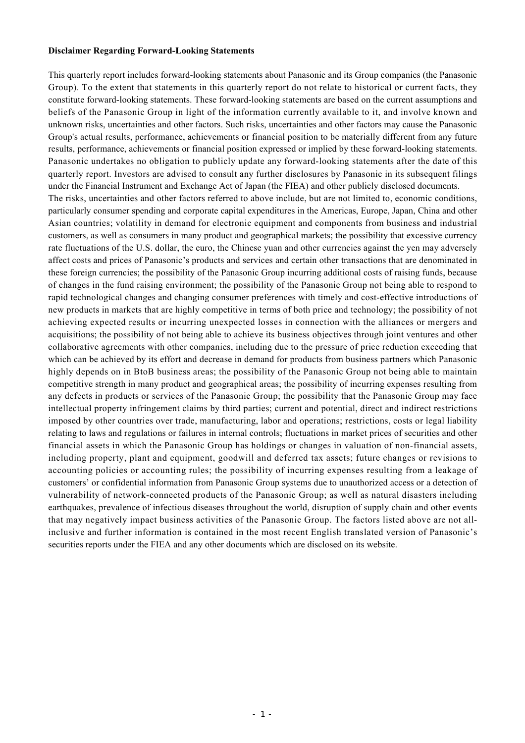**Disclaimer Regarding Forward-Looking Statements**

This quarterly report includes forward-looking statements about Panasonic and its Group companies (the Panasonic Group). To the extent that statements in this quarterly report do not relate to historical or current facts, they constitute forward-looking statements. These forward-looking statements are based on the current assumptions and beliefs of the Panasonic Group in light of the information currently available to it, and involve known and unknown risks, uncertainties and other factors. Such risks, uncertainties and other factors may cause the Panasonic Group's actual results, performance, achievements or financial position to be materially different from any future results, performance, achievements or financial position expressed or implied by these forward-looking statements. Panasonic undertakes no obligation to publicly update any forward-looking statements after the date of this quarterly report. Investors are advised to consult any further disclosures by Panasonic in its subsequent filings under the Financial Instrument and Exchange Act of Japan (the FIEA) and other publicly disclosed documents.

The risks, uncertainties and other factors referred to above include, but are not limited to, economic conditions, particularly consumer spending and corporate capital expenditures in the Americas, Europe, Japan, China and other Asian countries; volatility in demand for electronic equipment and components from business and industrial customers, as well as consumers in many product and geographical markets; the possibility that excessive currency rate fluctuations of the U.S. dollar, the euro, the Chinese yuan and other currencies against the yen may adversely affect costs and prices of Panasonic's products and services and certain other transactions that are denominated in these foreign currencies; the possibility of the Panasonic Group incurring additional costs of raising funds, because of changes in the fund raising environment; the possibility of the Panasonic Group not being able to respond to rapid technological changes and changing consumer preferences with timely and cost-effective introductions of new products in markets that are highly competitive in terms of both price and technology; the possibility of not achieving expected results or incurring unexpected losses in connection with the alliances or mergers and acquisitions; the possibility of not being able to achieve its business objectives through joint ventures and other collaborative agreements with other companies, including due to the pressure of price reduction exceeding that which can be achieved by its effort and decrease in demand for products from business partners which Panasonic highly depends on in BtoB business areas; the possibility of the Panasonic Group not being able to maintain competitive strength in many product and geographical areas; the possibility of incurring expenses resulting from any defects in products or services of the Panasonic Group; the possibility that the Panasonic Group may face intellectual property infringement claims by third parties; current and potential, direct and indirect restrictions imposed by other countries over trade, manufacturing, labor and operations; restrictions, costs or legal liability relating to laws and regulations or failures in internal controls; fluctuations in market prices of securities and other financial assets in which the Panasonic Group has holdings or changes in valuation of non-financial assets, including property, plant and equipment, goodwill and deferred tax assets; future changes or revisions to accounting policies or accounting rules; the possibility of incurring expenses resulting from a leakage of customers' or confidential information from Panasonic Group systems due to unauthorized access or a detection of vulnerability of network-connected products of the Panasonic Group; as well as natural disasters including earthquakes, prevalence of infectious diseases throughout the world, disruption of supply chain and other events that may negatively impact business activities of the Panasonic Group. The factors listed above are not all-inclusive and further information is contained in the most recent English translated version of Panasonic's securities reports under the FIEA and any other documents which are disclosed on its website.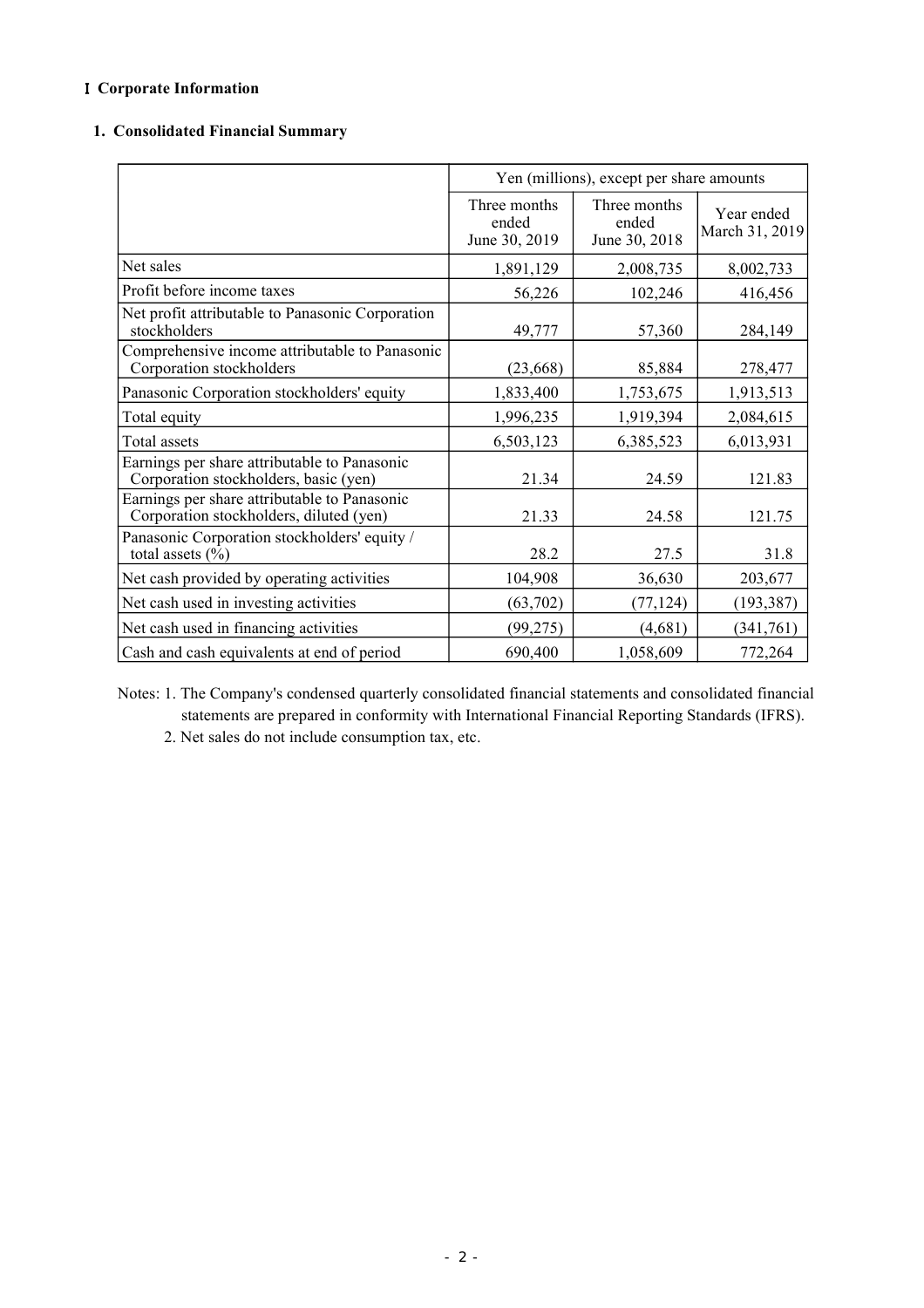# Ⅰ Corporate Information

## 1. Consolidated Financial Summary

| | Yen (millions), except per share amounts | | |
|---|---|---|---|
| | Three months ended June 30, 2019 | Three months ended June 30, 2018 | Year ended March 31, 2019 |
| Net sales | 1,891,129 | 2,008,735 | 8,002,733 |
| Profit before income taxes | 56,226 | 102,246 | 416,456 |
| Net profit attributable to Panasonic Corporation stockholders | 49,777 | 57,360 | 284,149 |
| Comprehensive income attributable to Panasonic Corporation stockholders | (23,668) | 85,884 | 278,477 |
| Panasonic Corporation stockholders' equity | 1,833,400 | 1,753,675 | 1,913,513 |
| Total equity | 1,996,235 | 1,919,394 | 2,084,615 |
| Total assets | 6,503,123 | 6,385,523 | 6,013,931 |
| Earnings per share attributable to Panasonic Corporation stockholders, basic (yen) | 21.34 | 24.59 | 121.83 |
| Earnings per share attributable to Panasonic Corporation stockholders, diluted (yen) | 21.33 | 24.58 | 121.75 |
| Panasonic Corporation stockholders' equity / total assets (%) | 28.2 | 27.5 | 31.8 |
| Net cash provided by operating activities | 104,908 | 36,630 | 203,677 |
| Net cash used in investing activities | (63,702) | (77,124) | (193,387) |
| Net cash used in financing activities | (99,275) | (4,681) | (341,761) |
| Cash and cash equivalents at end of period | 690,400 | 1,058,609 | 772,264 |

Notes: 1. The Company's condensed quarterly consolidated financial statements and consolidated financial statements are prepared in conformity with International Financial Reporting Standards (IFRS).

2. Net sales do not include consumption tax, etc.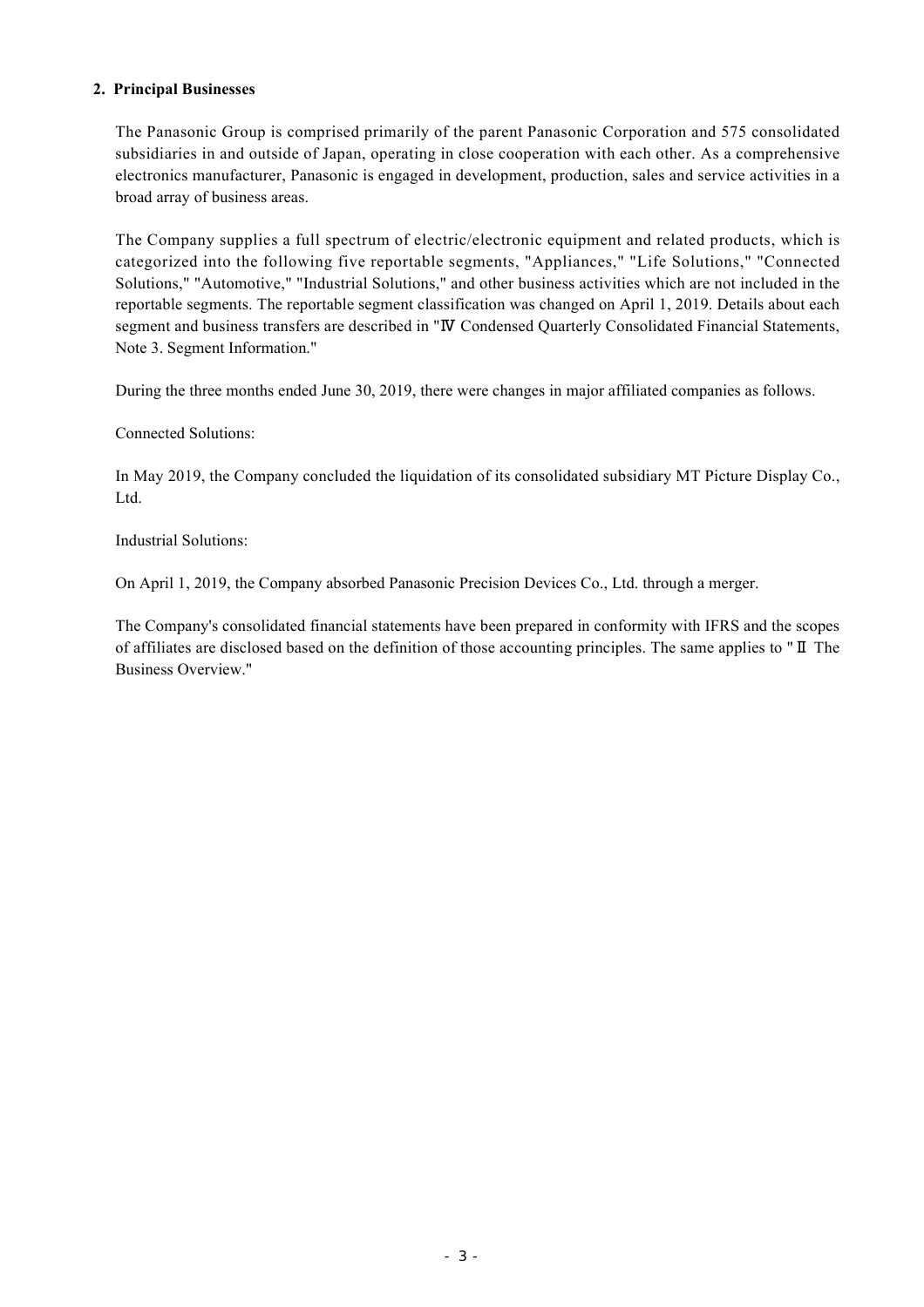## 2. Principal Businesses

The Panasonic Group is comprised primarily of the parent Panasonic Corporation and 575 consolidated subsidiaries in and outside of Japan, operating in close cooperation with each other. As a comprehensive electronics manufacturer, Panasonic is engaged in development, production, sales and service activities in a broad array of business areas.

The Company supplies a full spectrum of electric/electronic equipment and related products, which is categorized into the following five reportable segments, "Appliances," "Life Solutions," "Connected Solutions," "Automotive," "Industrial Solutions," and other business activities which are not included in the reportable segments. The reportable segment classification was changed on April 1, 2019. Details about each segment and business transfers are described in "Ⅳ Condensed Quarterly Consolidated Financial Statements, Note 3. Segment Information."

During the three months ended June 30, 2019, there were changes in major affiliated companies as follows.

Connected Solutions:

In May 2019, the Company concluded the liquidation of its consolidated subsidiary MT Picture Display Co., Ltd.

Industrial Solutions:

On April 1, 2019, the Company absorbed Panasonic Precision Devices Co., Ltd. through a merger.

The Company's consolidated financial statements have been prepared in conformity with IFRS and the scopes of affiliates are disclosed based on the definition of those accounting principles. The same applies to "Ⅱ The Business Overview."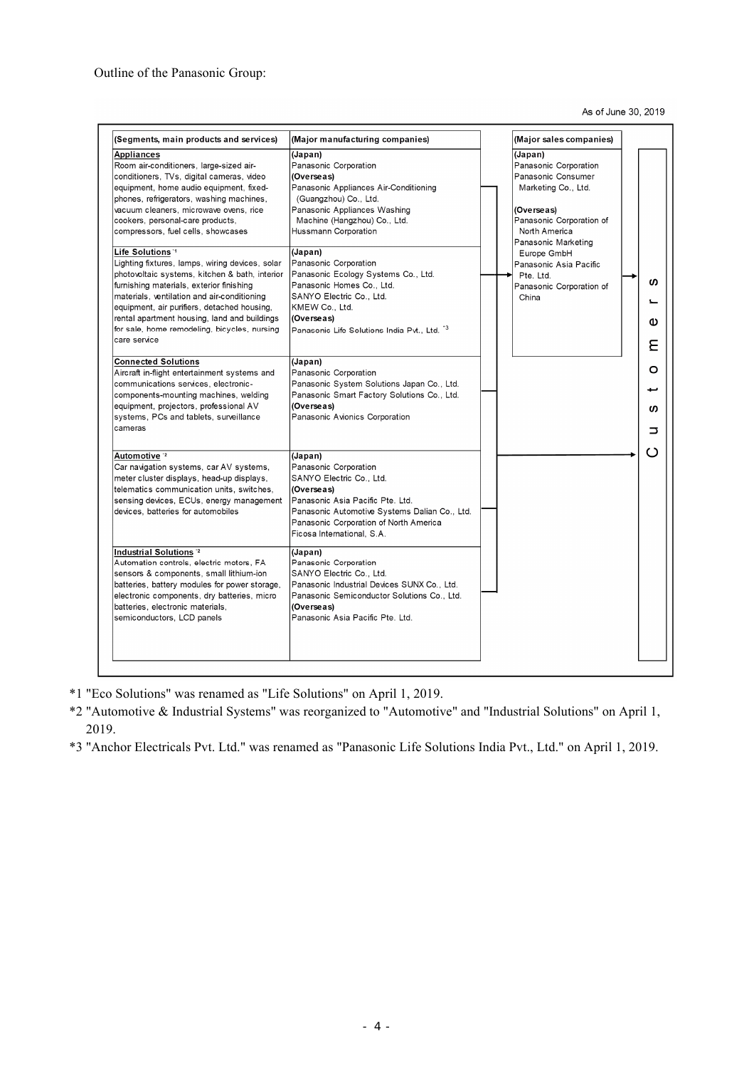Outline of the Panasonic Group:

As of June 30, 2019

| (Segments, main products and services) | (Major manufacturing companies) | (Major sales companies) | |
|---|---|---|---|
| **Appliances**<br>Room air-conditioners, large-sized air-conditioners, TVs, digital cameras, video equipment, home audio equipment, fixed-phones, refrigerators, washing machines, vacuum cleaners, microwave ovens, rice cookers, personal-care products, compressors, fuel cells, showcases | (Japan)<br>Panasonic Corporation<br>(Overseas)<br>Panasonic Appliances Air-Conditioning (Guangzhou) Co., Ltd.<br>Panasonic Appliances Washing Machine (Hangzhou) Co., Ltd.<br>Hussmann Corporation | (Japan)<br>Panasonic Corporation<br>Panasonic Consumer Marketing Co., Ltd.<br>(Overseas)<br>Panasonic Corporation of North America<br>Panasonic Marketing Europe GmbH<br>Panasonic Asia Pacific Pte. Ltd.<br>Panasonic Corporation of China | Customers |
| **Life Solutions** *1<br>Lighting fixtures, lamps, wiring devices, solar photovoltaic systems, kitchen & bath, interior furnishing materials, exterior finishing materials, ventilation and air-conditioning equipment, air purifiers, detached housing, rental apartment housing, land and buildings for sale, home remodeling, bicycles, nursing care service | (Japan)<br>Panasonic Corporation<br>Panasonic Ecology Systems Co., Ltd.<br>Panasonic Homes Co., Ltd.<br>SANYO Electric Co., Ltd.<br>KMEW Co., Ltd.<br>(Overseas)<br>Panasonic Life Solutions India Pvt., Ltd. *3 | | |
| **Connected Solutions**<br>Aircraft in-flight entertainment systems and communications services, electronic-components-mounting machines, welding equipment, projectors, professional AV systems, PCs and tablets, surveillance cameras | (Japan)<br>Panasonic Corporation<br>Panasonic System Solutions Japan Co., Ltd.<br>Panasonic Smart Factory Solutions Co., Ltd.<br>(Overseas)<br>Panasonic Avionics Corporation | | |
| **Automotive** *2<br>Car navigation systems, car AV systems, meter cluster displays, head-up displays, telematics communication units, switches, sensing devices, ECUs, energy management devices, batteries for automobiles | (Japan)<br>Panasonic Corporation<br>SANYO Electric Co., Ltd.<br>(Overseas)<br>Panasonic Asia Pacific Pte. Ltd.<br>Panasonic Automotive Systems Dalian Co., Ltd.<br>Panasonic Corporation of North America<br>Ficosa International, S.A. | | |
| **Industrial Solutions** *2<br>Automation controls, electric motors, FA sensors & components, small lithium-ion batteries, battery modules for power storage, electronic components, dry batteries, micro batteries, electronic materials, semiconductors, LCD panels | (Japan)<br>Panasonic Corporation<br>SANYO Electric Co., Ltd.<br>Panasonic Industrial Devices SUNX Co., Ltd.<br>Panasonic Semiconductor Solutions Co., Ltd.<br>(Overseas)<br>Panasonic Asia Pacific Pte. Ltd. | | |

*1 "Eco Solutions" was renamed as "Life Solutions" on April 1, 2019.

*2 "Automotive & Industrial Systems" was reorganized to "Automotive" and "Industrial Solutions" on April 1, 2019.

*3 "Anchor Electricals Pvt. Ltd." was renamed as "Panasonic Life Solutions India Pvt., Ltd." on April 1, 2019.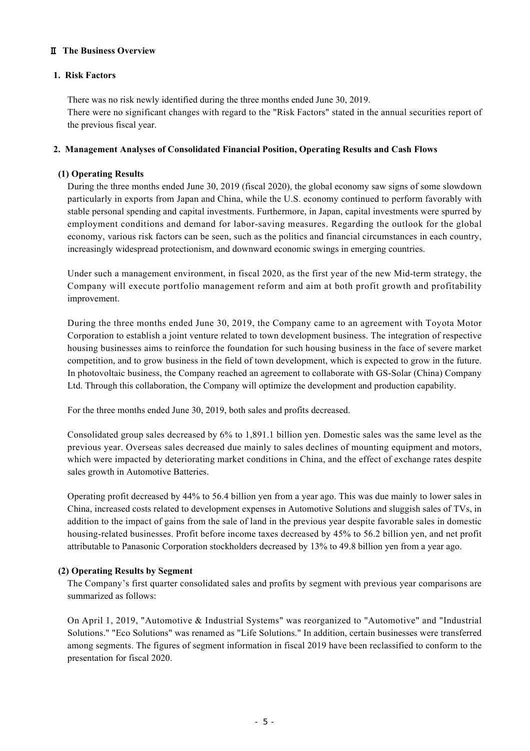## Ⅱ The Business Overview

### 1. Risk Factors

There was no risk newly identified during the three months ended June 30, 2019.
There were no significant changes with regard to the "Risk Factors" stated in the annual securities report of the previous fiscal year.

### 2. Management Analyses of Consolidated Financial Position, Operating Results and Cash Flows

#### (1) Operating Results

During the three months ended June 30, 2019 (fiscal 2020), the global economy saw signs of some slowdown particularly in exports from Japan and China, while the U.S. economy continued to perform favorably with stable personal spending and capital investments. Furthermore, in Japan, capital investments were spurred by employment conditions and demand for labor-saving measures. Regarding the outlook for the global economy, various risk factors can be seen, such as the politics and financial circumstances in each country, increasingly widespread protectionism, and downward economic swings in emerging countries.

Under such a management environment, in fiscal 2020, as the first year of the new Mid-term strategy, the Company will execute portfolio management reform and aim at both profit growth and profitability improvement.

During the three months ended June 30, 2019, the Company came to an agreement with Toyota Motor Corporation to establish a joint venture related to town development business. The integration of respective housing businesses aims to reinforce the foundation for such housing business in the face of severe market competition, and to grow business in the field of town development, which is expected to grow in the future. In photovoltaic business, the Company reached an agreement to collaborate with GS-Solar (China) Company Ltd. Through this collaboration, the Company will optimize the development and production capability.

For the three months ended June 30, 2019, both sales and profits decreased.

Consolidated group sales decreased by 6% to 1,891.1 billion yen. Domestic sales was the same level as the previous year. Overseas sales decreased due mainly to sales declines of mounting equipment and motors, which were impacted by deteriorating market conditions in China, and the effect of exchange rates despite sales growth in Automotive Batteries.

Operating profit decreased by 44% to 56.4 billion yen from a year ago. This was due mainly to lower sales in China, increased costs related to development expenses in Automotive Solutions and sluggish sales of TVs, in addition to the impact of gains from the sale of land in the previous year despite favorable sales in domestic housing-related businesses. Profit before income taxes decreased by 45% to 56.2 billion yen, and net profit attributable to Panasonic Corporation stockholders decreased by 13% to 49.8 billion yen from a year ago.

#### (2) Operating Results by Segment

The Company's first quarter consolidated sales and profits by segment with previous year comparisons are summarized as follows:

On April 1, 2019, "Automotive & Industrial Systems" was reorganized to "Automotive" and "Industrial Solutions." "Eco Solutions" was renamed as "Life Solutions." In addition, certain businesses were transferred among segments. The figures of segment information in fiscal 2019 have been reclassified to conform to the presentation for fiscal 2020.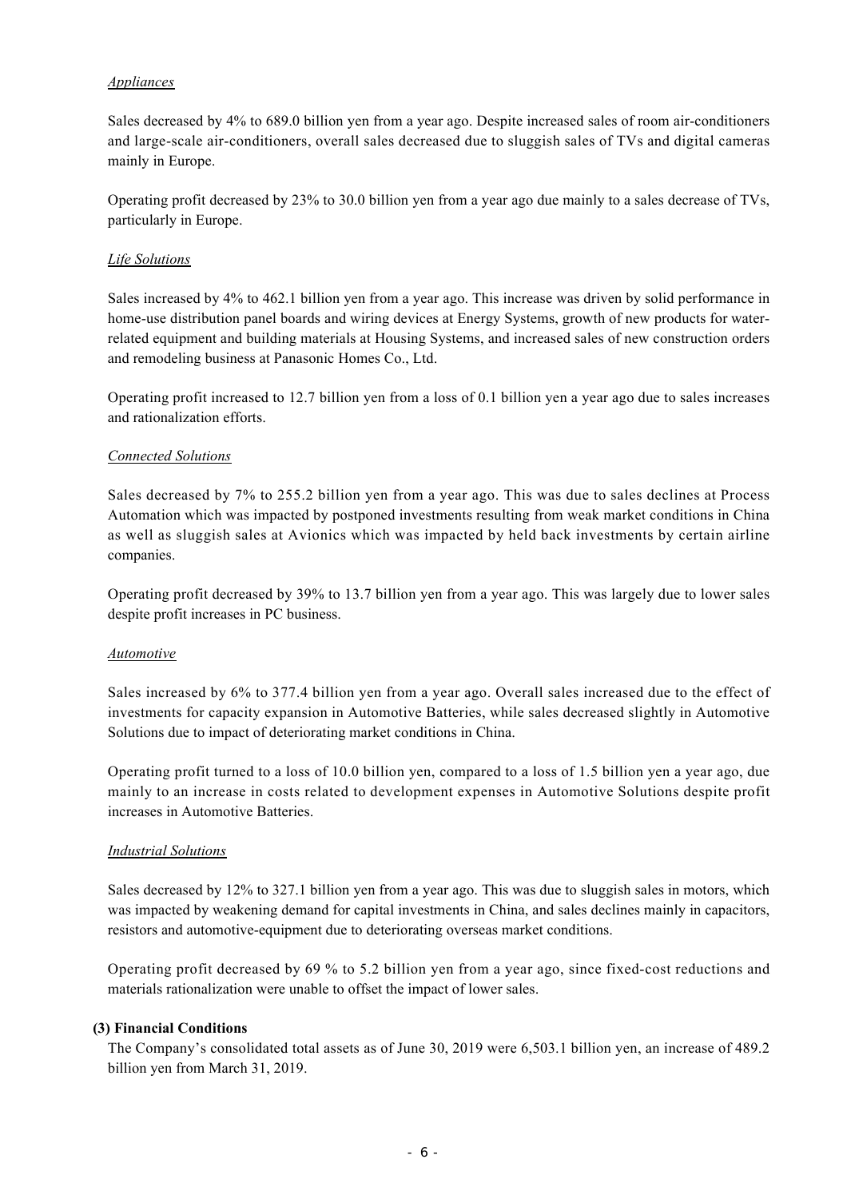*Appliances*

Sales decreased by 4% to 689.0 billion yen from a year ago. Despite increased sales of room air-conditioners and large-scale air-conditioners, overall sales decreased due to sluggish sales of TVs and digital cameras mainly in Europe.

Operating profit decreased by 23% to 30.0 billion yen from a year ago due mainly to a sales decrease of TVs, particularly in Europe.

*Life Solutions*

Sales increased by 4% to 462.1 billion yen from a year ago. This increase was driven by solid performance in home-use distribution panel boards and wiring devices at Energy Systems, growth of new products for water-related equipment and building materials at Housing Systems, and increased sales of new construction orders and remodeling business at Panasonic Homes Co., Ltd.

Operating profit increased to 12.7 billion yen from a loss of 0.1 billion yen a year ago due to sales increases and rationalization efforts.

*Connected Solutions*

Sales decreased by 7% to 255.2 billion yen from a year ago. This was due to sales declines at Process Automation which was impacted by postponed investments resulting from weak market conditions in China as well as sluggish sales at Avionics which was impacted by held back investments by certain airline companies.

Operating profit decreased by 39% to 13.7 billion yen from a year ago. This was largely due to lower sales despite profit increases in PC business.

*Automotive*

Sales increased by 6% to 377.4 billion yen from a year ago. Overall sales increased due to the effect of investments for capacity expansion in Automotive Batteries, while sales decreased slightly in Automotive Solutions due to impact of deteriorating market conditions in China.

Operating profit turned to a loss of 10.0 billion yen, compared to a loss of 1.5 billion yen a year ago, due mainly to an increase in costs related to development expenses in Automotive Solutions despite profit increases in Automotive Batteries.

*Industrial Solutions*

Sales decreased by 12% to 327.1 billion yen from a year ago. This was due to sluggish sales in motors, which was impacted by weakening demand for capital investments in China, and sales declines mainly in capacitors, resistors and automotive-equipment due to deteriorating overseas market conditions.

Operating profit decreased by 69 % to 5.2 billion yen from a year ago, since fixed-cost reductions and materials rationalization were unable to offset the impact of lower sales.

**(3) Financial Conditions**

The Company's consolidated total assets as of June 30, 2019 were 6,503.1 billion yen, an increase of 489.2 billion yen from March 31, 2019.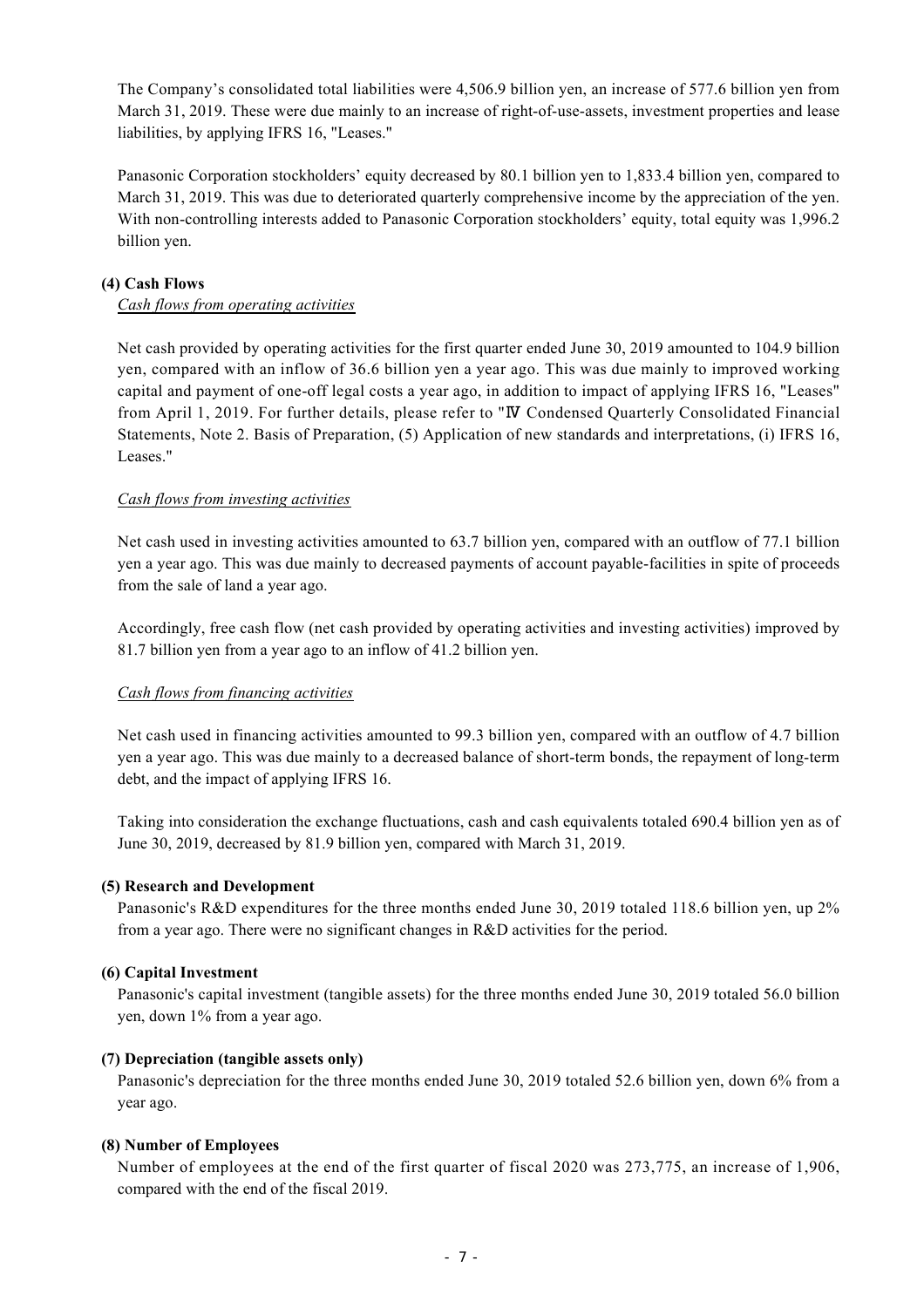The Company's consolidated total liabilities were 4,506.9 billion yen, an increase of 577.6 billion yen from March 31, 2019. These were due mainly to an increase of right-of-use-assets, investment properties and lease liabilities, by applying IFRS 16, "Leases."

Panasonic Corporation stockholders' equity decreased by 80.1 billion yen to 1,833.4 billion yen, compared to March 31, 2019. This was due to deteriorated quarterly comprehensive income by the appreciation of the yen. With non-controlling interests added to Panasonic Corporation stockholders' equity, total equity was 1,996.2 billion yen.

**(4) Cash Flows**

*Cash flows from operating activities*

Net cash provided by operating activities for the first quarter ended June 30, 2019 amounted to 104.9 billion yen, compared with an inflow of 36.6 billion yen a year ago. This was due mainly to improved working capital and payment of one-off legal costs a year ago, in addition to impact of applying IFRS 16, "Leases" from April 1, 2019. For further details, please refer to "Ⅳ Condensed Quarterly Consolidated Financial Statements, Note 2. Basis of Preparation, (5) Application of new standards and interpretations, (i) IFRS 16, Leases."

*Cash flows from investing activities*

Net cash used in investing activities amounted to 63.7 billion yen, compared with an outflow of 77.1 billion yen a year ago. This was due mainly to decreased payments of account payable-facilities in spite of proceeds from the sale of land a year ago.

Accordingly, free cash flow (net cash provided by operating activities and investing activities) improved by 81.7 billion yen from a year ago to an inflow of 41.2 billion yen.

*Cash flows from financing activities*

Net cash used in financing activities amounted to 99.3 billion yen, compared with an outflow of 4.7 billion yen a year ago. This was due mainly to a decreased balance of short-term bonds, the repayment of long-term debt, and the impact of applying IFRS 16.

Taking into consideration the exchange fluctuations, cash and cash equivalents totaled 690.4 billion yen as of June 30, 2019, decreased by 81.9 billion yen, compared with March 31, 2019.

**(5) Research and Development**

Panasonic's R&D expenditures for the three months ended June 30, 2019 totaled 118.6 billion yen, up 2% from a year ago. There were no significant changes in R&D activities for the period.

**(6) Capital Investment**

Panasonic's capital investment (tangible assets) for the three months ended June 30, 2019 totaled 56.0 billion yen, down 1% from a year ago.

**(7) Depreciation (tangible assets only)**

Panasonic's depreciation for the three months ended June 30, 2019 totaled 52.6 billion yen, down 6% from a year ago.

**(8) Number of Employees**

Number of employees at the end of the first quarter of fiscal 2020 was 273,775, an increase of 1,906, compared with the end of the fiscal 2019.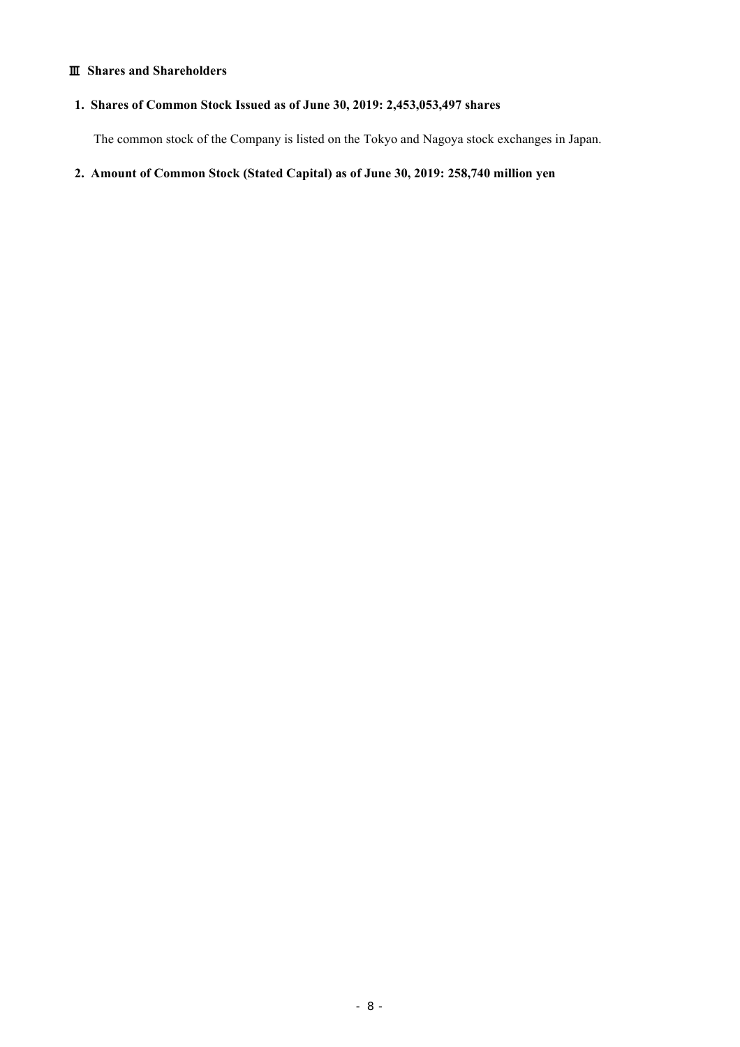## Ⅲ Shares and Shareholders

### 1. Shares of Common Stock Issued as of June 30, 2019: 2,453,053,497 shares

The common stock of the Company is listed on the Tokyo and Nagoya stock exchanges in Japan.

### 2. Amount of Common Stock (Stated Capital) as of June 30, 2019: 258,740 million yen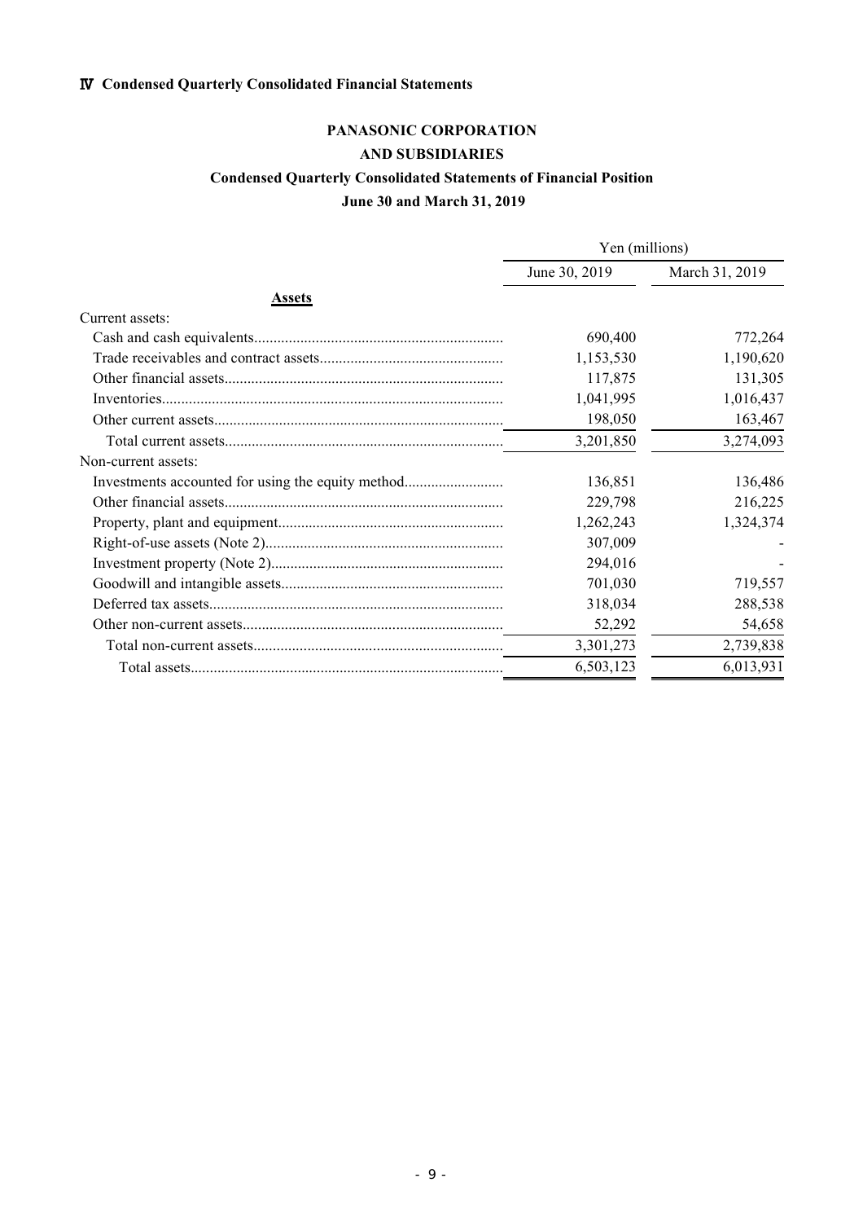## Ⅳ Condensed Quarterly Consolidated Financial Statements

**PANASONIC CORPORATION**

**AND SUBSIDIARIES**

**Condensed Quarterly Consolidated Statements of Financial Position**

**June 30 and March 31, 2019**

| | Yen (millions) | |
|---|---|---|
| | June 30, 2019 | March 31, 2019 |
| **Assets** | | |
| Current assets: | | |
| Cash and cash equivalents | 690,400 | 772,264 |
| Trade receivables and contract assets | 1,153,530 | 1,190,620 |
| Other financial assets | 117,875 | 131,305 |
| Inventories | 1,041,995 | 1,016,437 |
| Other current assets | 198,050 | 163,467 |
| Total current assets | 3,201,850 | 3,274,093 |
| Non-current assets: | | |
| Investments accounted for using the equity method | 136,851 | 136,486 |
| Other financial assets | 229,798 | 216,225 |
| Property, plant and equipment | 1,262,243 | 1,324,374 |
| Right-of-use assets (Note 2) | 307,009 | - |
| Investment property (Note 2) | 294,016 | - |
| Goodwill and intangible assets | 701,030 | 719,557 |
| Deferred tax assets | 318,034 | 288,538 |
| Other non-current assets | 52,292 | 54,658 |
| Total non-current assets | 3,301,273 | 2,739,838 |
| Total assets | 6,503,123 | 6,013,931 |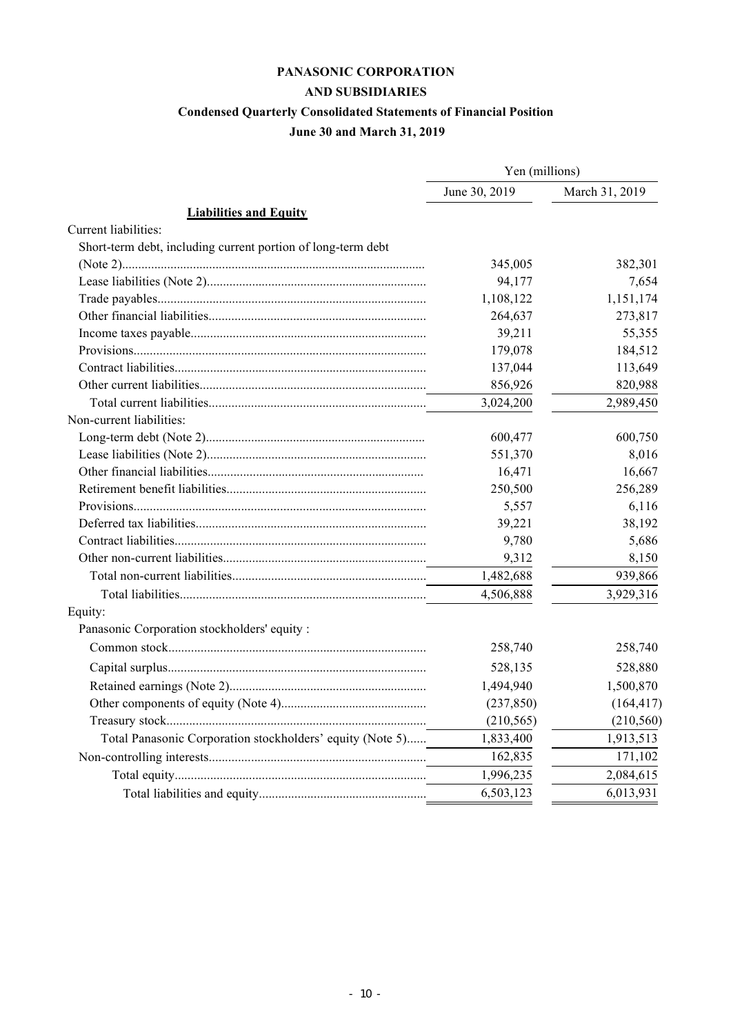# PANASONIC CORPORATION
## AND SUBSIDIARIES
### Condensed Quarterly Consolidated Statements of Financial Position
### June 30 and March 31, 2019

| | Yen (millions) | |
|---|---|---|
| | June 30, 2019 | March 31, 2019 |
| **Liabilities and Equity** | | |
| Current liabilities: | | |
| Short-term debt, including current portion of long-term debt (Note 2) | 345,005 | 382,301 |
| Lease liabilities (Note 2) | 94,177 | 7,654 |
| Trade payables | 1,108,122 | 1,151,174 |
| Other financial liabilities | 264,637 | 273,817 |
| Income taxes payable | 39,211 | 55,355 |
| Provisions | 179,078 | 184,512 |
| Contract liabilities | 137,044 | 113,649 |
| Other current liabilities | 856,926 | 820,988 |
| Total current liabilities | 3,024,200 | 2,989,450 |
| Non-current liabilities: | | |
| Long-term debt (Note 2) | 600,477 | 600,750 |
| Lease liabilities (Note 2) | 551,370 | 8,016 |
| Other financial liabilities | 16,471 | 16,667 |
| Retirement benefit liabilities | 250,500 | 256,289 |
| Provisions | 5,557 | 6,116 |
| Deferred tax liabilities | 39,221 | 38,192 |
| Contract liabilities | 9,780 | 5,686 |
| Other non-current liabilities | 9,312 | 8,150 |
| Total non-current liabilities | 1,482,688 | 939,866 |
| Total liabilities | 4,506,888 | 3,929,316 |
| Equity: | | |
| Panasonic Corporation stockholders' equity : | | |
| Common stock | 258,740 | 258,740 |
| Capital surplus | 528,135 | 528,880 |
| Retained earnings (Note 2) | 1,494,940 | 1,500,870 |
| Other components of equity (Note 4) | (237,850) | (164,417) |
| Treasury stock | (210,565) | (210,560) |
| Total Panasonic Corporation stockholders' equity (Note 5) | 1,833,400 | 1,913,513 |
| Non-controlling interests | 162,835 | 171,102 |
| Total equity | 1,996,235 | 2,084,615 |
| Total liabilities and equity | 6,503,123 | 6,013,931 |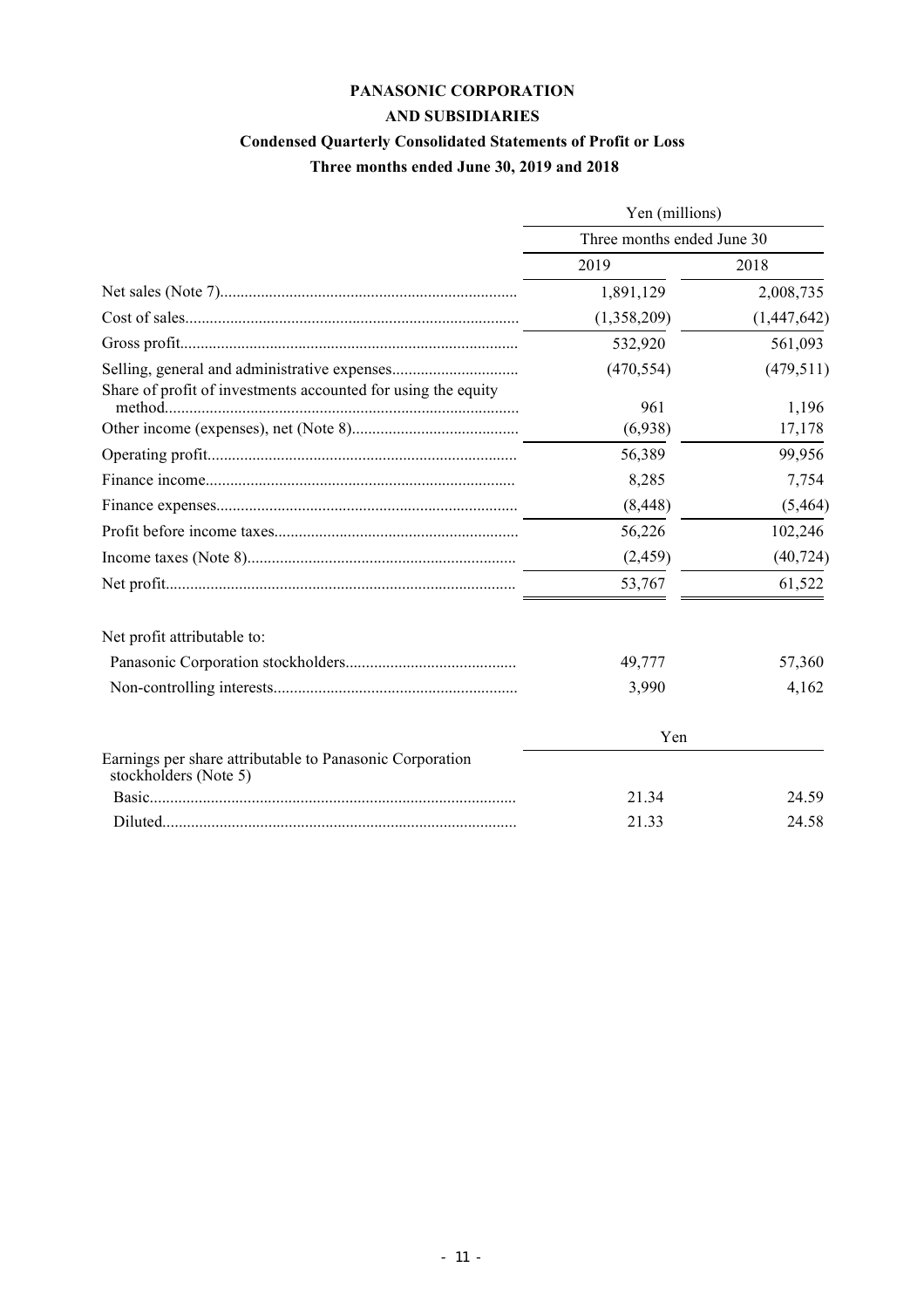# PANASONIC CORPORATION

## AND SUBSIDIARIES

### Condensed Quarterly Consolidated Statements of Profit or Loss

### Three months ended June 30, 2019 and 2018

| | Yen (millions) | |
|---|---|---|
| | Three months ended June 30 | |
| | 2019 | 2018 |
| Net sales (Note 7) | 1,891,129 | 2,008,735 |
| Cost of sales | (1,358,209) | (1,447,642) |
| Gross profit | 532,920 | 561,093 |
| Selling, general and administrative expenses | (470,554) | (479,511) |
| Share of profit of investments accounted for using the equity method | 961 | 1,196 |
| Other income (expenses), net (Note 8) | (6,938) | 17,178 |
| Operating profit | 56,389 | 99,956 |
| Finance income | 8,285 | 7,754 |
| Finance expenses | (8,448) | (5,464) |
| Profit before income taxes | 56,226 | 102,246 |
| Income taxes (Note 8) | (2,459) | (40,724) |
| Net profit | 53,767 | 61,522 |
| | | |
| Net profit attributable to: | | |
| Panasonic Corporation stockholders | 49,777 | 57,360 |
| Non-controlling interests | 3,990 | 4,162 |
| | | |
| | Yen | |
| Earnings per share attributable to Panasonic Corporation stockholders (Note 5) | | |
| Basic | 21.34 | 24.59 |
| Diluted | 21.33 | 24.58 |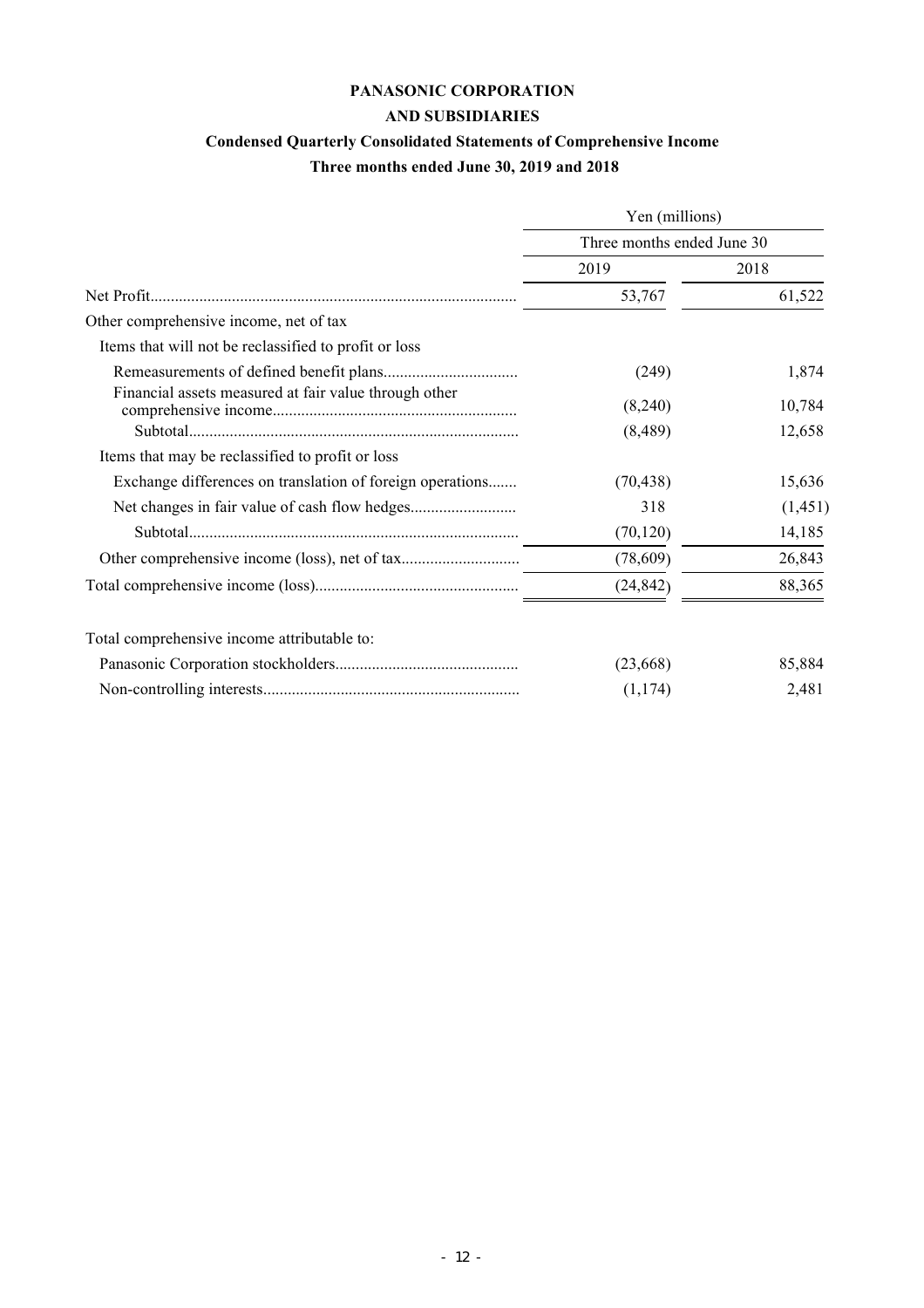# PANASONIC CORPORATION
## AND SUBSIDIARIES
### Condensed Quarterly Consolidated Statements of Comprehensive Income
### Three months ended June 30, 2019 and 2018

| | Yen (millions) | |
|---|---|---|
| | Three months ended June 30 | |
| | 2019 | 2018 |
| Net Profit | 53,767 | 61,522 |
| Other comprehensive income, net of tax | | |
| Items that will not be reclassified to profit or loss | | |
| Remeasurements of defined benefit plans | (249) | 1,874 |
| Financial assets measured at fair value through other comprehensive income | (8,240) | 10,784 |
| Subtotal | (8,489) | 12,658 |
| Items that may be reclassified to profit or loss | | |
| Exchange differences on translation of foreign operations | (70,438) | 15,636 |
| Net changes in fair value of cash flow hedges | 318 | (1,451) |
| Subtotal | (70,120) | 14,185 |
| Other comprehensive income (loss), net of tax | (78,609) | 26,843 |
| Total comprehensive income (loss) | (24,842) | 88,365 |
| | | |
| Total comprehensive income attributable to: | | |
| Panasonic Corporation stockholders | (23,668) | 85,884 |
| Non-controlling interests | (1,174) | 2,481 |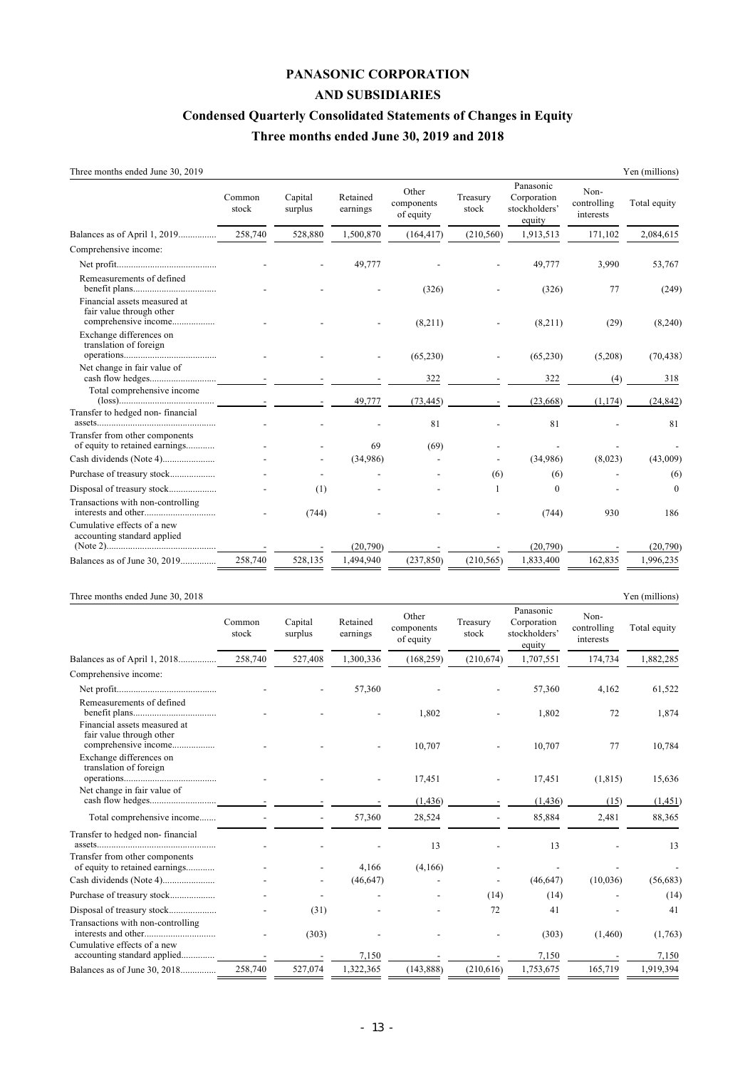# PANASONIC CORPORATION

# AND SUBSIDIARIES

## Condensed Quarterly Consolidated Statements of Changes in Equity

## Three months ended June 30, 2019 and 2018

Three months ended June 30, 2019 — Yen (millions)

| | Common stock | Capital surplus | Retained earnings | Other components of equity | Treasury stock | Panasonic Corporation stockholders' equity | Non-controlling interests | Total equity |
|---|---|---|---|---|---|---|---|---|
| Balances as of April 1, 2019 | 258,740 | 528,880 | 1,500,870 | (164,417) | (210,560) | 1,913,513 | 171,102 | 2,084,615 |
| Comprehensive income: | | | | | | | | |
| Net profit | - | - | 49,777 | - | - | 49,777 | 3,990 | 53,767 |
| Remeasurements of defined benefit plans | - | - | - | (326) | - | (326) | 77 | (249) |
| Financial assets measured at fair value through other comprehensive income | - | - | - | (8,211) | - | (8,211) | (29) | (8,240) |
| Exchange differences on translation of foreign operations | - | - | - | (65,230) | - | (65,230) | (5,208) | (70,438) |
| Net change in fair value of cash flow hedges | - | - | - | 322 | - | 322 | (4) | 318 |
| Total comprehensive income (loss) | - | - | 49,777 | (73,445) | - | (23,668) | (1,174) | (24,842) |
| Transfer to hedged non- financial assets | - | - | - | 81 | - | 81 | - | 81 |
| Transfer from other components of equity to retained earnings | - | - | 69 | (69) | - | - | - | - |
| Cash dividends (Note 4) | - | - | (34,986) | - | - | (34,986) | (8,023) | (43,009) |
| Purchase of treasury stock | - | - | - | - | (6) | (6) | - | (6) |
| Disposal of treasury stock | - | (1) | - | - | 1 | 0 | - | 0 |
| Transactions with non-controlling interests and other | - | (744) | - | - | - | (744) | 930 | 186 |
| Cumulative effects of a new accounting standard applied (Note 2) | - | - | (20,790) | - | - | (20,790) | - | (20,790) |
| Balances as of June 30, 2019 | 258,740 | 528,135 | 1,494,940 | (237,850) | (210,565) | 1,833,400 | 162,835 | 1,996,235 |

Three months ended June 30, 2018 — Yen (millions)

| | Common stock | Capital surplus | Retained earnings | Other components of equity | Treasury stock | Panasonic Corporation stockholders' equity | Non-controlling interests | Total equity |
|---|---|---|---|---|---|---|---|---|
| Balances as of April 1, 2018 | 258,740 | 527,408 | 1,300,336 | (168,259) | (210,674) | 1,707,551 | 174,734 | 1,882,285 |
| Comprehensive income: | | | | | | | | |
| Net profit | - | - | 57,360 | - | - | 57,360 | 4,162 | 61,522 |
| Remeasurements of defined benefit plans | - | - | - | 1,802 | - | 1,802 | 72 | 1,874 |
| Financial assets measured at fair value through other comprehensive income | - | - | - | 10,707 | - | 10,707 | 77 | 10,784 |
| Exchange differences on translation of foreign operations | - | - | - | 17,451 | - | 17,451 | (1,815) | 15,636 |
| Net change in fair value of cash flow hedges | - | - | - | (1,436) | - | (1,436) | (15) | (1,451) |
| Total comprehensive income | - | - | 57,360 | 28,524 | - | 85,884 | 2,481 | 88,365 |
| Transfer to hedged non- financial assets | - | - | - | 13 | - | 13 | - | 13 |
| Transfer from other components of equity to retained earnings | - | - | 4,166 | (4,166) | - | - | - | - |
| Cash dividends (Note 4) | - | - | (46,647) | - | - | (46,647) | (10,036) | (56,683) |
| Purchase of treasury stock | - | - | - | - | (14) | (14) | - | (14) |
| Disposal of treasury stock | - | (31) | - | - | 72 | 41 | - | 41 |
| Transactions with non-controlling interests and other | - | (303) | - | - | - | (303) | (1,460) | (1,763) |
| Cumulative effects of a new accounting standard applied | - | - | 7,150 | - | - | 7,150 | - | 7,150 |
| Balances as of June 30, 2018 | 258,740 | 527,074 | 1,322,365 | (143,888) | (210,616) | 1,753,675 | 165,719 | 1,919,394 |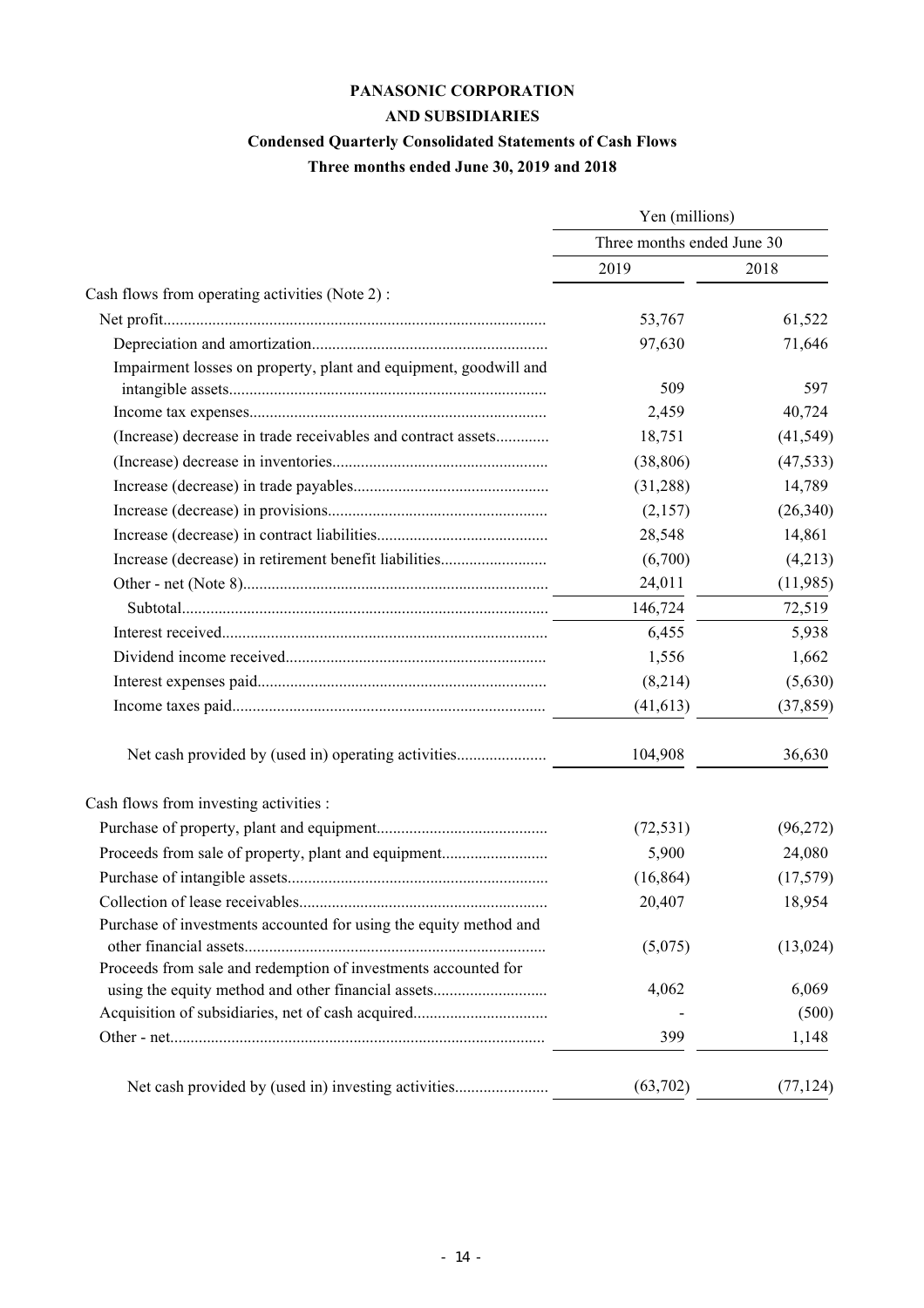# PANASONIC CORPORATION

## AND SUBSIDIARIES

### Condensed Quarterly Consolidated Statements of Cash Flows

### Three months ended June 30, 2019 and 2018

| | Yen (millions) | |
|---|---|---|
| | Three months ended June 30 | |
| | 2019 | 2018 |
| Cash flows from operating activities (Note 2) : | | |
| Net profit | 53,767 | 61,522 |
| Depreciation and amortization | 97,630 | 71,646 |
| Impairment losses on property, plant and equipment, goodwill and intangible assets | 509 | 597 |
| Income tax expenses | 2,459 | 40,724 |
| (Increase) decrease in trade receivables and contract assets | 18,751 | (41,549) |
| (Increase) decrease in inventories | (38,806) | (47,533) |
| Increase (decrease) in trade payables | (31,288) | 14,789 |
| Increase (decrease) in provisions | (2,157) | (26,340) |
| Increase (decrease) in contract liabilities | 28,548 | 14,861 |
| Increase (decrease) in retirement benefit liabilities | (6,700) | (4,213) |
| Other - net (Note 8) | 24,011 | (11,985) |
| Subtotal | 146,724 | 72,519 |
| Interest received | 6,455 | 5,938 |
| Dividend income received | 1,556 | 1,662 |
| Interest expenses paid | (8,214) | (5,630) |
| Income taxes paid | (41,613) | (37,859) |
| Net cash provided by (used in) operating activities | 104,908 | 36,630 |
| Cash flows from investing activities : | | |
| Purchase of property, plant and equipment | (72,531) | (96,272) |
| Proceeds from sale of property, plant and equipment | 5,900 | 24,080 |
| Purchase of intangible assets | (16,864) | (17,579) |
| Collection of lease receivables | 20,407 | 18,954 |
| Purchase of investments accounted for using the equity method and other financial assets | (5,075) | (13,024) |
| Proceeds from sale and redemption of investments accounted for using the equity method and other financial assets | 4,062 | 6,069 |
| Acquisition of subsidiaries, net of cash acquired | - | (500) |
| Other - net | 399 | 1,148 |
| Net cash provided by (used in) investing activities | (63,702) | (77,124) |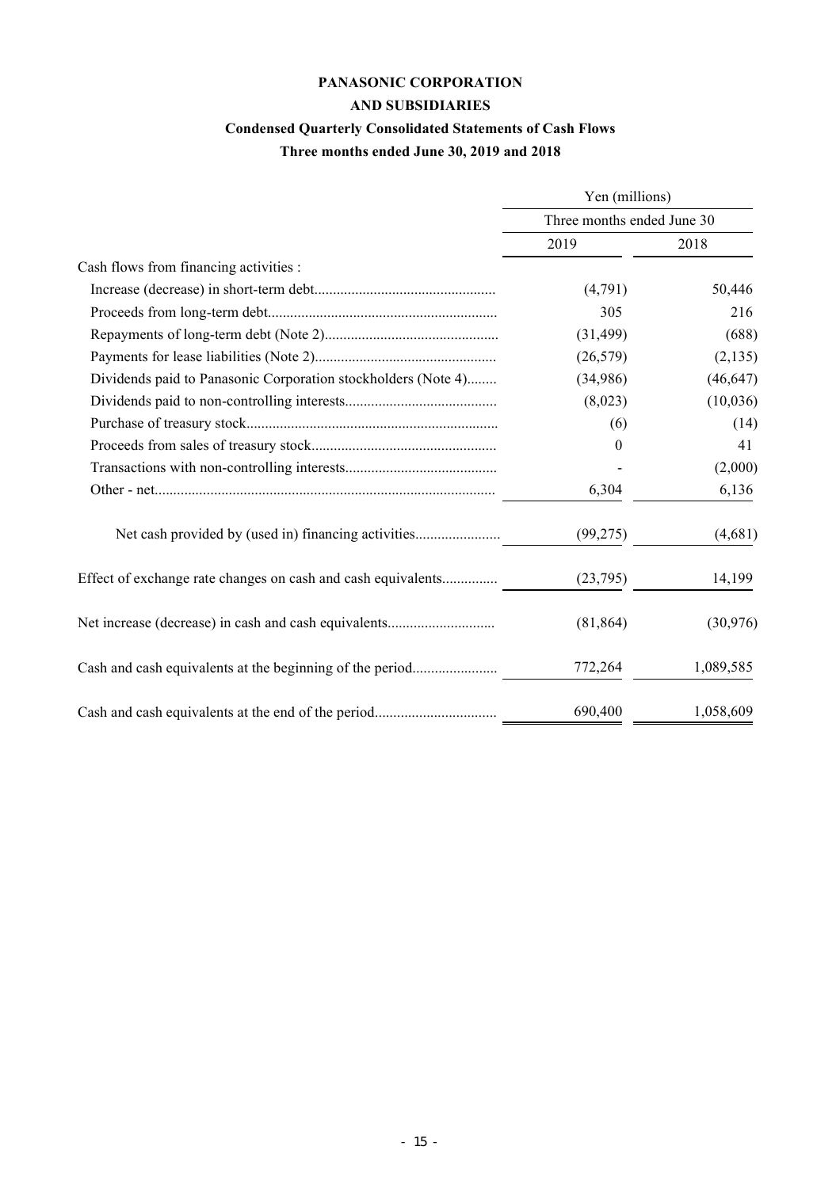# PANASONIC CORPORATION
## AND SUBSIDIARIES
### Condensed Quarterly Consolidated Statements of Cash Flows
### Three months ended June 30, 2019 and 2018

| | Yen (millions) | |
|---|---|---|
| | Three months ended June 30 | |
| | 2019 | 2018 |
| Cash flows from financing activities : | | |
| Increase (decrease) in short-term debt | (4,791) | 50,446 |
| Proceeds from long-term debt | 305 | 216 |
| Repayments of long-term debt (Note 2) | (31,499) | (688) |
| Payments for lease liabilities (Note 2) | (26,579) | (2,135) |
| Dividends paid to Panasonic Corporation stockholders (Note 4) | (34,986) | (46,647) |
| Dividends paid to non-controlling interests | (8,023) | (10,036) |
| Purchase of treasury stock | (6) | (14) |
| Proceeds from sales of treasury stock | 0 | 41 |
| Transactions with non-controlling interests | - | (2,000) |
| Other - net | 6,304 | 6,136 |
| Net cash provided by (used in) financing activities | (99,275) | (4,681) |
| Effect of exchange rate changes on cash and cash equivalents | (23,795) | 14,199 |
| Net increase (decrease) in cash and cash equivalents | (81,864) | (30,976) |
| Cash and cash equivalents at the beginning of the period | 772,264 | 1,089,585 |
| Cash and cash equivalents at the end of the period | 690,400 | 1,058,609 |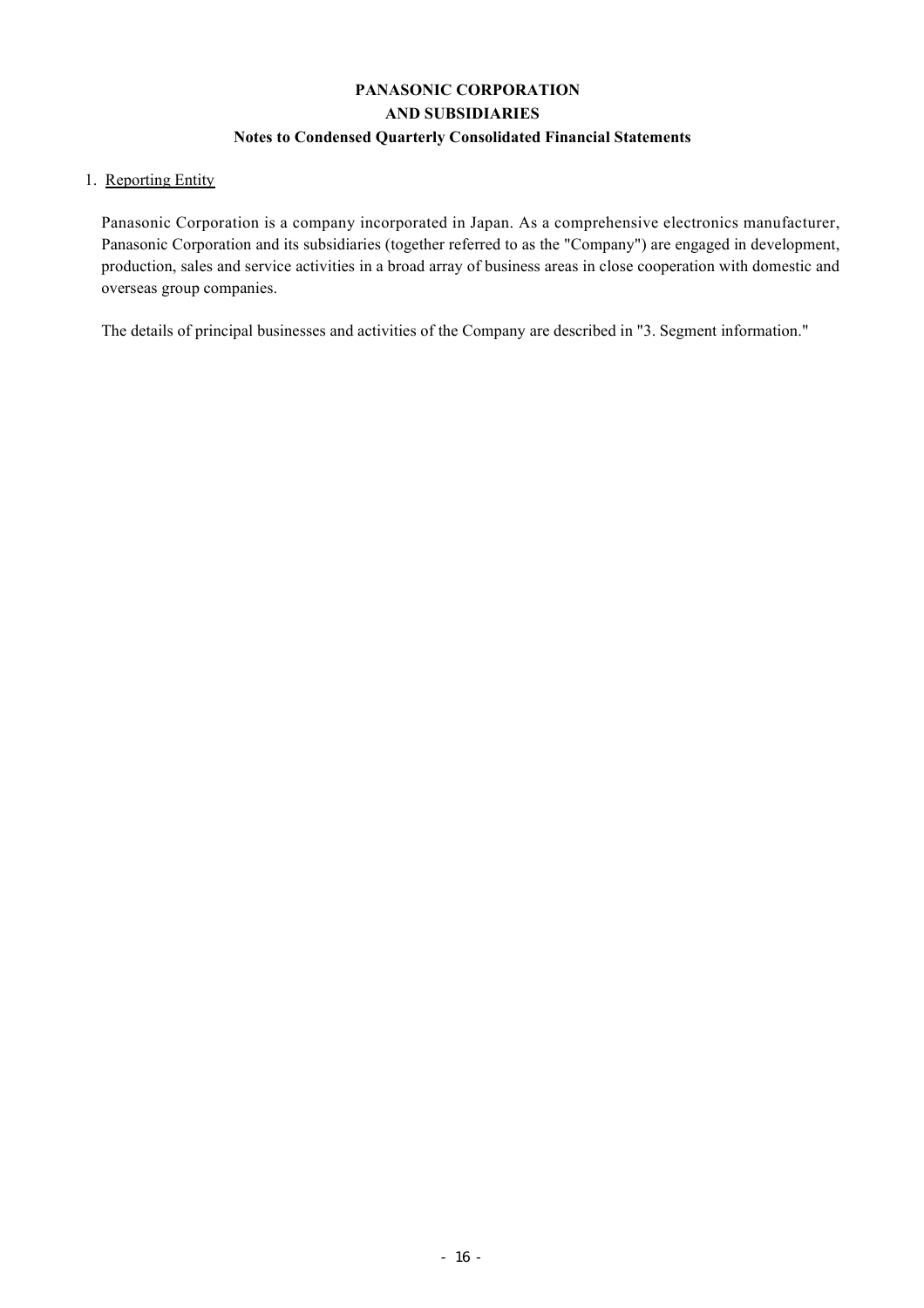# PANASONIC CORPORATION
# AND SUBSIDIARIES
## Notes to Condensed Quarterly Consolidated Financial Statements

### 1. Reporting Entity

Panasonic Corporation is a company incorporated in Japan. As a comprehensive electronics manufacturer, Panasonic Corporation and its subsidiaries (together referred to as the "Company") are engaged in development, production, sales and service activities in a broad array of business areas in close cooperation with domestic and overseas group companies.

The details of principal businesses and activities of the Company are described in "3. Segment information."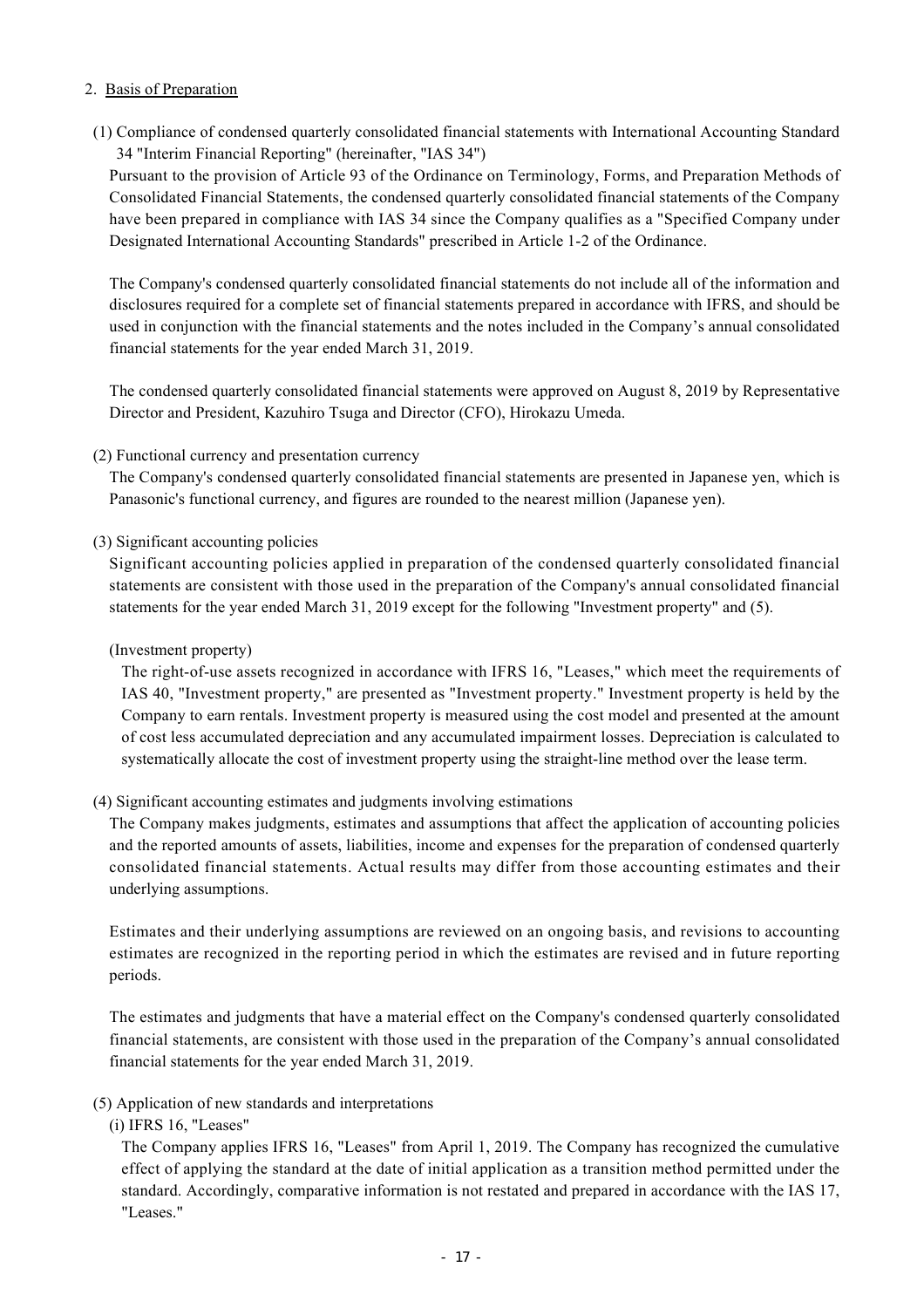## 2. Basis of Preparation

### (1) Compliance of condensed quarterly consolidated financial statements with International Accounting Standard 34 "Interim Financial Reporting" (hereinafter, "IAS 34")

Pursuant to the provision of Article 93 of the Ordinance on Terminology, Forms, and Preparation Methods of Consolidated Financial Statements, the condensed quarterly consolidated financial statements of the Company have been prepared in compliance with IAS 34 since the Company qualifies as a "Specified Company under Designated International Accounting Standards" prescribed in Article 1-2 of the Ordinance.

The Company's condensed quarterly consolidated financial statements do not include all of the information and disclosures required for a complete set of financial statements prepared in accordance with IFRS, and should be used in conjunction with the financial statements and the notes included in the Company's annual consolidated financial statements for the year ended March 31, 2019.

The condensed quarterly consolidated financial statements were approved on August 8, 2019 by Representative Director and President, Kazuhiro Tsuga and Director (CFO), Hirokazu Umeda.

### (2) Functional currency and presentation currency

The Company's condensed quarterly consolidated financial statements are presented in Japanese yen, which is Panasonic's functional currency, and figures are rounded to the nearest million (Japanese yen).

### (3) Significant accounting policies

Significant accounting policies applied in preparation of the condensed quarterly consolidated financial statements are consistent with those used in the preparation of the Company's annual consolidated financial statements for the year ended March 31, 2019 except for the following "Investment property" and (5).

(Investment property)

The right-of-use assets recognized in accordance with IFRS 16, "Leases," which meet the requirements of IAS 40, "Investment property," are presented as "Investment property." Investment property is held by the Company to earn rentals. Investment property is measured using the cost model and presented at the amount of cost less accumulated depreciation and any accumulated impairment losses. Depreciation is calculated to systematically allocate the cost of investment property using the straight-line method over the lease term.

### (4) Significant accounting estimates and judgments involving estimations

The Company makes judgments, estimates and assumptions that affect the application of accounting policies and the reported amounts of assets, liabilities, income and expenses for the preparation of condensed quarterly consolidated financial statements. Actual results may differ from those accounting estimates and their underlying assumptions.

Estimates and their underlying assumptions are reviewed on an ongoing basis, and revisions to accounting estimates are recognized in the reporting period in which the estimates are revised and in future reporting periods.

The estimates and judgments that have a material effect on the Company's condensed quarterly consolidated financial statements, are consistent with those used in the preparation of the Company's annual consolidated financial statements for the year ended March 31, 2019.

### (5) Application of new standards and interpretations

(i) IFRS 16, "Leases"

The Company applies IFRS 16, "Leases" from April 1, 2019. The Company has recognized the cumulative effect of applying the standard at the date of initial application as a transition method permitted under the standard. Accordingly, comparative information is not restated and prepared in accordance with the IAS 17, "Leases."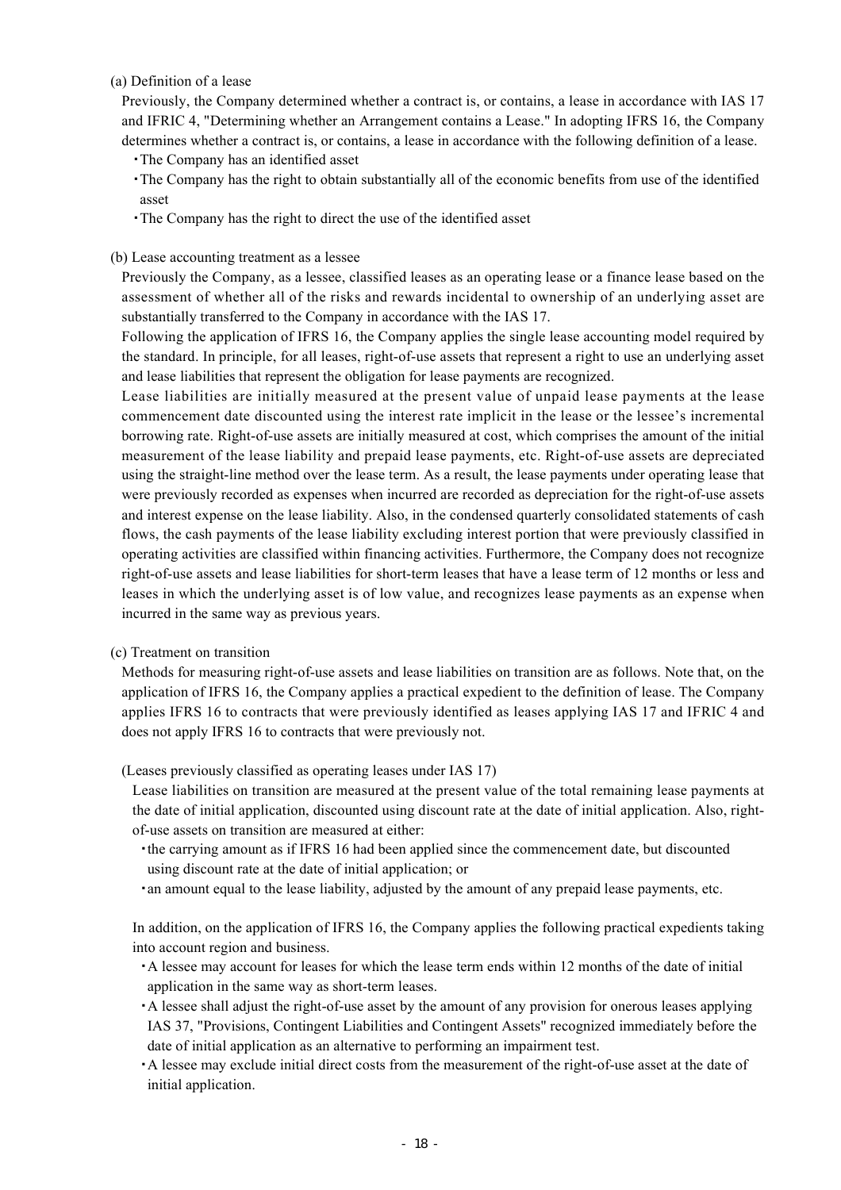(a) Definition of a lease

Previously, the Company determined whether a contract is, or contains, a lease in accordance with IAS 17 and IFRIC 4, "Determining whether an Arrangement contains a Lease." In adopting IFRS 16, the Company determines whether a contract is, or contains, a lease in accordance with the following definition of a lease.

- The Company has an identified asset
- The Company has the right to obtain substantially all of the economic benefits from use of the identified asset
- The Company has the right to direct the use of the identified asset

(b) Lease accounting treatment as a lessee

Previously the Company, as a lessee, classified leases as an operating lease or a finance lease based on the assessment of whether all of the risks and rewards incidental to ownership of an underlying asset are substantially transferred to the Company in accordance with the IAS 17.

Following the application of IFRS 16, the Company applies the single lease accounting model required by the standard. In principle, for all leases, right-of-use assets that represent a right to use an underlying asset and lease liabilities that represent the obligation for lease payments are recognized.

Lease liabilities are initially measured at the present value of unpaid lease payments at the lease commencement date discounted using the interest rate implicit in the lease or the lessee's incremental borrowing rate. Right-of-use assets are initially measured at cost, which comprises the amount of the initial measurement of the lease liability and prepaid lease payments, etc. Right-of-use assets are depreciated using the straight-line method over the lease term. As a result, the lease payments under operating lease that were previously recorded as expenses when incurred are recorded as depreciation for the right-of-use assets and interest expense on the lease liability. Also, in the condensed quarterly consolidated statements of cash flows, the cash payments of the lease liability excluding interest portion that were previously classified in operating activities are classified within financing activities. Furthermore, the Company does not recognize right-of-use assets and lease liabilities for short-term leases that have a lease term of 12 months or less and leases in which the underlying asset is of low value, and recognizes lease payments as an expense when incurred in the same way as previous years.

(c) Treatment on transition

Methods for measuring right-of-use assets and lease liabilities on transition are as follows. Note that, on the application of IFRS 16, the Company applies a practical expedient to the definition of lease. The Company applies IFRS 16 to contracts that were previously identified as leases applying IAS 17 and IFRIC 4 and does not apply IFRS 16 to contracts that were previously not.

(Leases previously classified as operating leases under IAS 17)

Lease liabilities on transition are measured at the present value of the total remaining lease payments at the date of initial application, discounted using discount rate at the date of initial application. Also, right-of-use assets on transition are measured at either:

- the carrying amount as if IFRS 16 had been applied since the commencement date, but discounted using discount rate at the date of initial application; or
- an amount equal to the lease liability, adjusted by the amount of any prepaid lease payments, etc.

In addition, on the application of IFRS 16, the Company applies the following practical expedients taking into account region and business.

- A lessee may account for leases for which the lease term ends within 12 months of the date of initial application in the same way as short-term leases.
- A lessee shall adjust the right-of-use asset by the amount of any provision for onerous leases applying IAS 37, "Provisions, Contingent Liabilities and Contingent Assets" recognized immediately before the date of initial application as an alternative to performing an impairment test.
- A lessee may exclude initial direct costs from the measurement of the right-of-use asset at the date of initial application.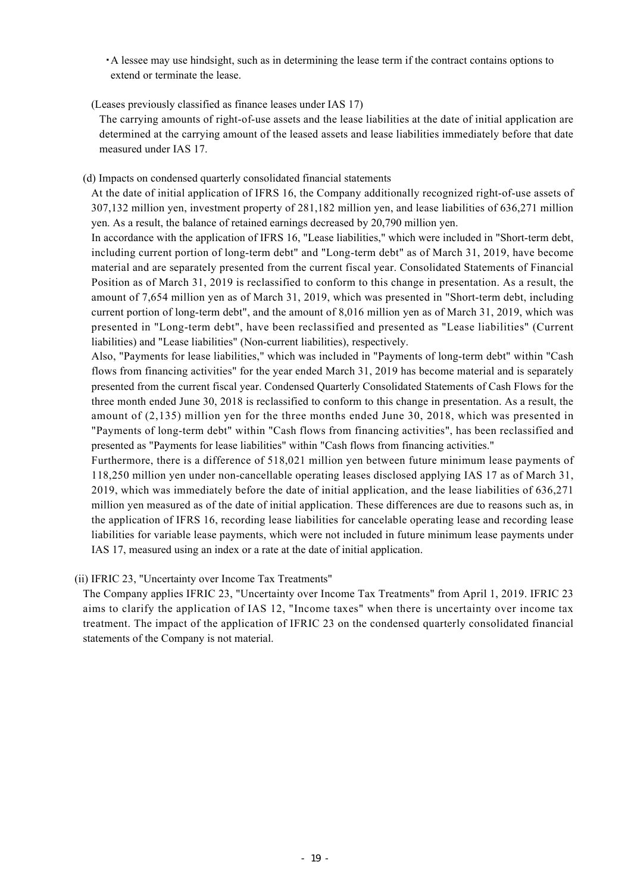・A lessee may use hindsight, such as in determining the lease term if the contract contains options to extend or terminate the lease.

(Leases previously classified as finance leases under IAS 17)

The carrying amounts of right-of-use assets and the lease liabilities at the date of initial application are determined at the carrying amount of the leased assets and lease liabilities immediately before that date measured under IAS 17.

(d) Impacts on condensed quarterly consolidated financial statements

At the date of initial application of IFRS 16, the Company additionally recognized right-of-use assets of 307,132 million yen, investment property of 281,182 million yen, and lease liabilities of 636,271 million yen. As a result, the balance of retained earnings decreased by 20,790 million yen.

In accordance with the application of IFRS 16, "Lease liabilities," which were included in "Short-term debt, including current portion of long-term debt" and "Long-term debt" as of March 31, 2019, have become material and are separately presented from the current fiscal year. Consolidated Statements of Financial Position as of March 31, 2019 is reclassified to conform to this change in presentation. As a result, the amount of 7,654 million yen as of March 31, 2019, which was presented in "Short-term debt, including current portion of long-term debt", and the amount of 8,016 million yen as of March 31, 2019, which was presented in "Long-term debt", have been reclassified and presented as "Lease liabilities" (Current liabilities) and "Lease liabilities" (Non-current liabilities), respectively.

Also, "Payments for lease liabilities," which was included in "Payments of long-term debt" within "Cash flows from financing activities" for the year ended March 31, 2019 has become material and is separately presented from the current fiscal year. Condensed Quarterly Consolidated Statements of Cash Flows for the three month ended June 30, 2018 is reclassified to conform to this change in presentation. As a result, the amount of (2,135) million yen for the three months ended June 30, 2018, which was presented in "Payments of long-term debt" within "Cash flows from financing activities", has been reclassified and presented as "Payments for lease liabilities" within "Cash flows from financing activities."

Furthermore, there is a difference of 518,021 million yen between future minimum lease payments of 118,250 million yen under non-cancellable operating leases disclosed applying IAS 17 as of March 31, 2019, which was immediately before the date of initial application, and the lease liabilities of 636,271 million yen measured as of the date of initial application. These differences are due to reasons such as, in the application of IFRS 16, recording lease liabilities for cancelable operating lease and recording lease liabilities for variable lease payments, which were not included in future minimum lease payments under IAS 17, measured using an index or a rate at the date of initial application.

(ii) IFRIC 23, "Uncertainty over Income Tax Treatments"

The Company applies IFRIC 23, "Uncertainty over Income Tax Treatments" from April 1, 2019. IFRIC 23 aims to clarify the application of IAS 12, "Income taxes" when there is uncertainty over income tax treatment. The impact of the application of IFRIC 23 on the condensed quarterly consolidated financial statements of the Company is not material.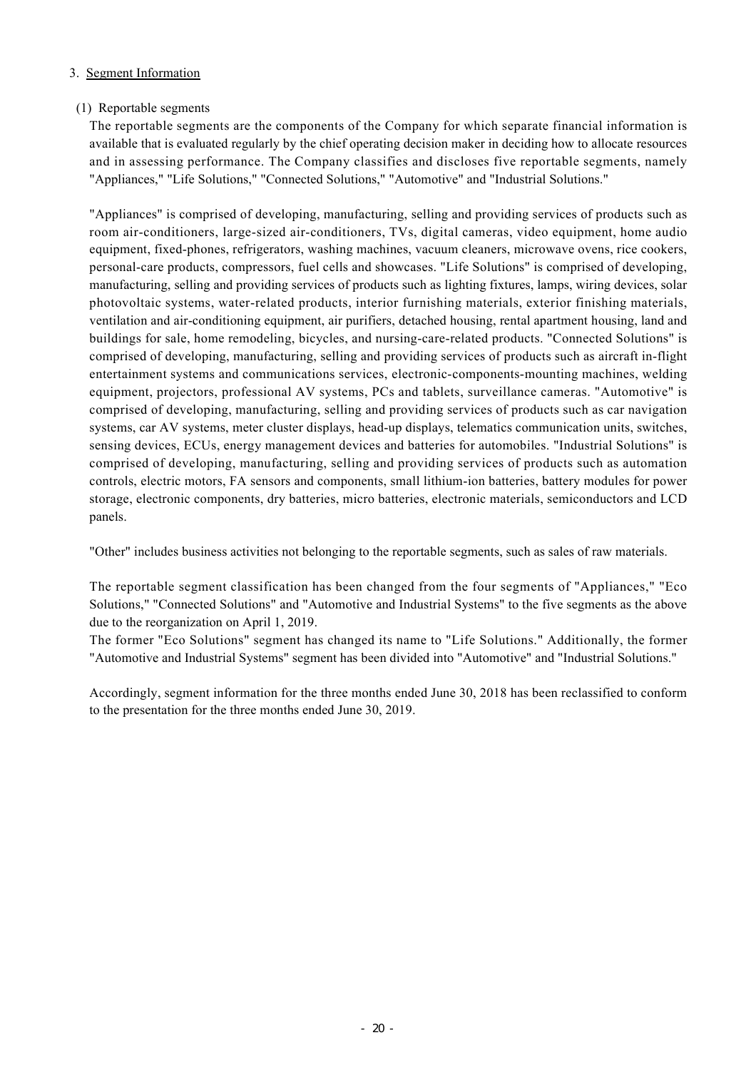## 3. Segment Information

### (1) Reportable segments

The reportable segments are the components of the Company for which separate financial information is available that is evaluated regularly by the chief operating decision maker in deciding how to allocate resources and in assessing performance. The Company classifies and discloses five reportable segments, namely "Appliances," "Life Solutions," "Connected Solutions," "Automotive" and "Industrial Solutions."

"Appliances" is comprised of developing, manufacturing, selling and providing services of products such as room air-conditioners, large-sized air-conditioners, TVs, digital cameras, video equipment, home audio equipment, fixed-phones, refrigerators, washing machines, vacuum cleaners, microwave ovens, rice cookers, personal-care products, compressors, fuel cells and showcases. "Life Solutions" is comprised of developing, manufacturing, selling and providing services of products such as lighting fixtures, lamps, wiring devices, solar photovoltaic systems, water-related products, interior furnishing materials, exterior finishing materials, ventilation and air-conditioning equipment, air purifiers, detached housing, rental apartment housing, land and buildings for sale, home remodeling, bicycles, and nursing-care-related products. "Connected Solutions" is comprised of developing, manufacturing, selling and providing services of products such as aircraft in-flight entertainment systems and communications services, electronic-components-mounting machines, welding equipment, projectors, professional AV systems, PCs and tablets, surveillance cameras. "Automotive" is comprised of developing, manufacturing, selling and providing services of products such as car navigation systems, car AV systems, meter cluster displays, head-up displays, telematics communication units, switches, sensing devices, ECUs, energy management devices and batteries for automobiles. "Industrial Solutions" is comprised of developing, manufacturing, selling and providing services of products such as automation controls, electric motors, FA sensors and components, small lithium-ion batteries, battery modules for power storage, electronic components, dry batteries, micro batteries, electronic materials, semiconductors and LCD panels.

"Other" includes business activities not belonging to the reportable segments, such as sales of raw materials.

The reportable segment classification has been changed from the four segments of "Appliances," "Eco Solutions," "Connected Solutions" and "Automotive and Industrial Systems" to the five segments as the above due to the reorganization on April 1, 2019.
The former "Eco Solutions" segment has changed its name to "Life Solutions." Additionally, the former "Automotive and Industrial Systems" segment has been divided into "Automotive" and "Industrial Solutions."

Accordingly, segment information for the three months ended June 30, 2018 has been reclassified to conform to the presentation for the three months ended June 30, 2019.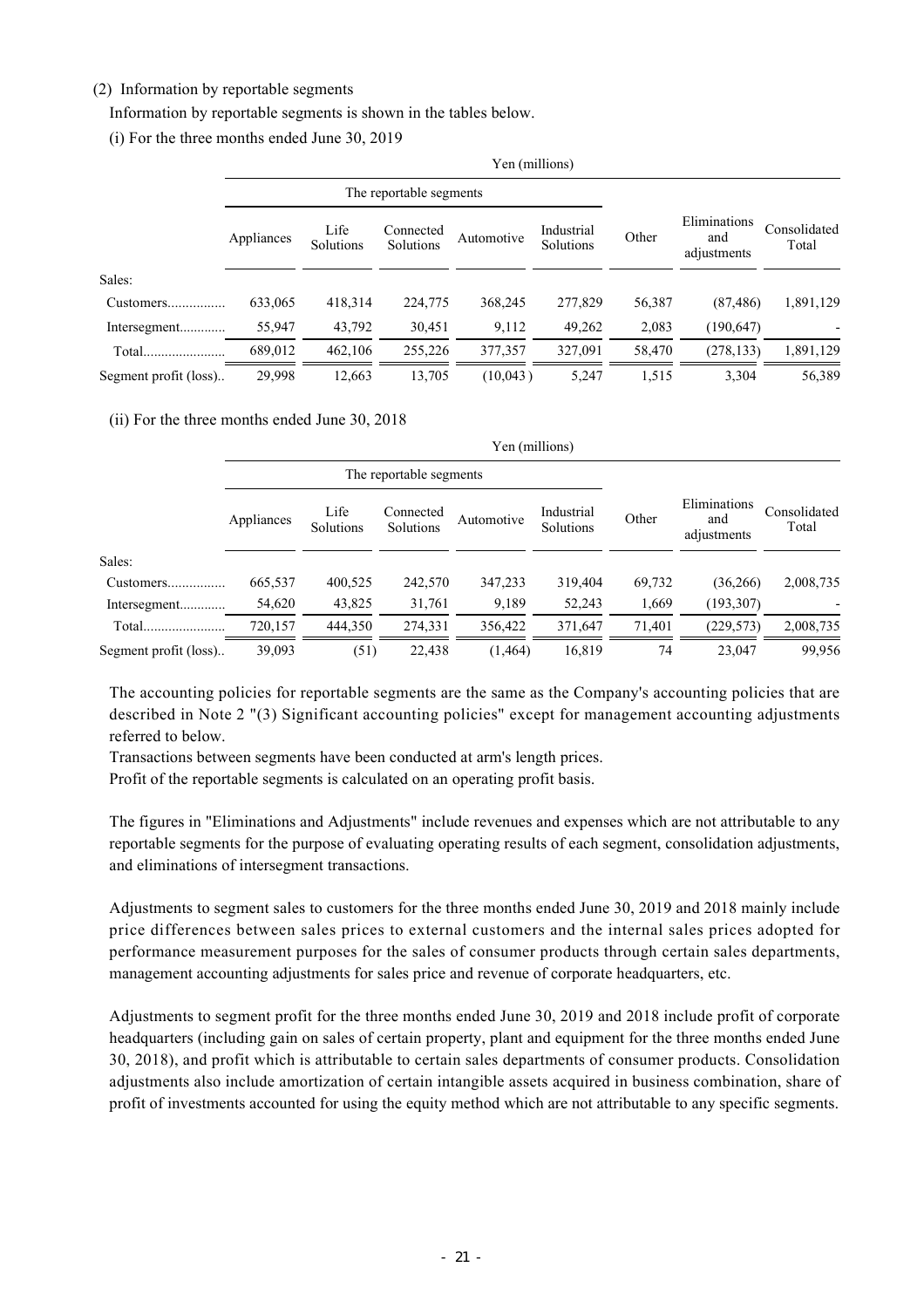(2) Information by reportable segments

Information by reportable segments is shown in the tables below.

(i) For the three months ended June 30, 2019

| | Yen (millions) | | | | | | | |
|---|---|---|---|---|---|---|---|---|
| | The reportable segments | | | | | | | |
| | Appliances | Life Solutions | Connected Solutions | Automotive | Industrial Solutions | Other | Eliminations and adjustments | Consolidated Total |
| Sales: | | | | | | | | |
| Customers................ | 633,065 | 418,314 | 224,775 | 368,245 | 277,829 | 56,387 | (87,486) | 1,891,129 |
| Intersegment............ | 55,947 | 43,792 | 30,451 | 9,112 | 49,262 | 2,083 | (190,647) | - |
| Total....................... | 689,012 | 462,106 | 255,226 | 377,357 | 327,091 | 58,470 | (278,133) | 1,891,129 |
| Segment profit (loss).. | 29,998 | 12,663 | 13,705 | (10,043) | 5,247 | 1,515 | 3,304 | 56,389 |

(ii) For the three months ended June 30, 2018

| | Yen (millions) | | | | | | | |
|---|---|---|---|---|---|---|---|---|
| | The reportable segments | | | | | | | |
| | Appliances | Life Solutions | Connected Solutions | Automotive | Industrial Solutions | Other | Eliminations and adjustments | Consolidated Total |
| Sales: | | | | | | | | |
| Customers................ | 665,537 | 400,525 | 242,570 | 347,233 | 319,404 | 69,732 | (36,266) | 2,008,735 |
| Intersegment............ | 54,620 | 43,825 | 31,761 | 9,189 | 52,243 | 1,669 | (193,307) | - |
| Total....................... | 720,157 | 444,350 | 274,331 | 356,422 | 371,647 | 71,401 | (229,573) | 2,008,735 |
| Segment profit (loss).. | 39,093 | (51) | 22,438 | (1,464) | 16,819 | 74 | 23,047 | 99,956 |

The accounting policies for reportable segments are the same as the Company's accounting policies that are described in Note 2 "(3) Significant accounting policies" except for management accounting adjustments referred to below.

Transactions between segments have been conducted at arm's length prices.

Profit of the reportable segments is calculated on an operating profit basis.

The figures in "Eliminations and Adjustments" include revenues and expenses which are not attributable to any reportable segments for the purpose of evaluating operating results of each segment, consolidation adjustments, and eliminations of intersegment transactions.

Adjustments to segment sales to customers for the three months ended June 30, 2019 and 2018 mainly include price differences between sales prices to external customers and the internal sales prices adopted for performance measurement purposes for the sales of consumer products through certain sales departments, management accounting adjustments for sales price and revenue of corporate headquarters, etc.

Adjustments to segment profit for the three months ended June 30, 2019 and 2018 include profit of corporate headquarters (including gain on sales of certain property, plant and equipment for the three months ended June 30, 2018), and profit which is attributable to certain sales departments of consumer products. Consolidation adjustments also include amortization of certain intangible assets acquired in business combination, share of profit of investments accounted for using the equity method which are not attributable to any specific segments.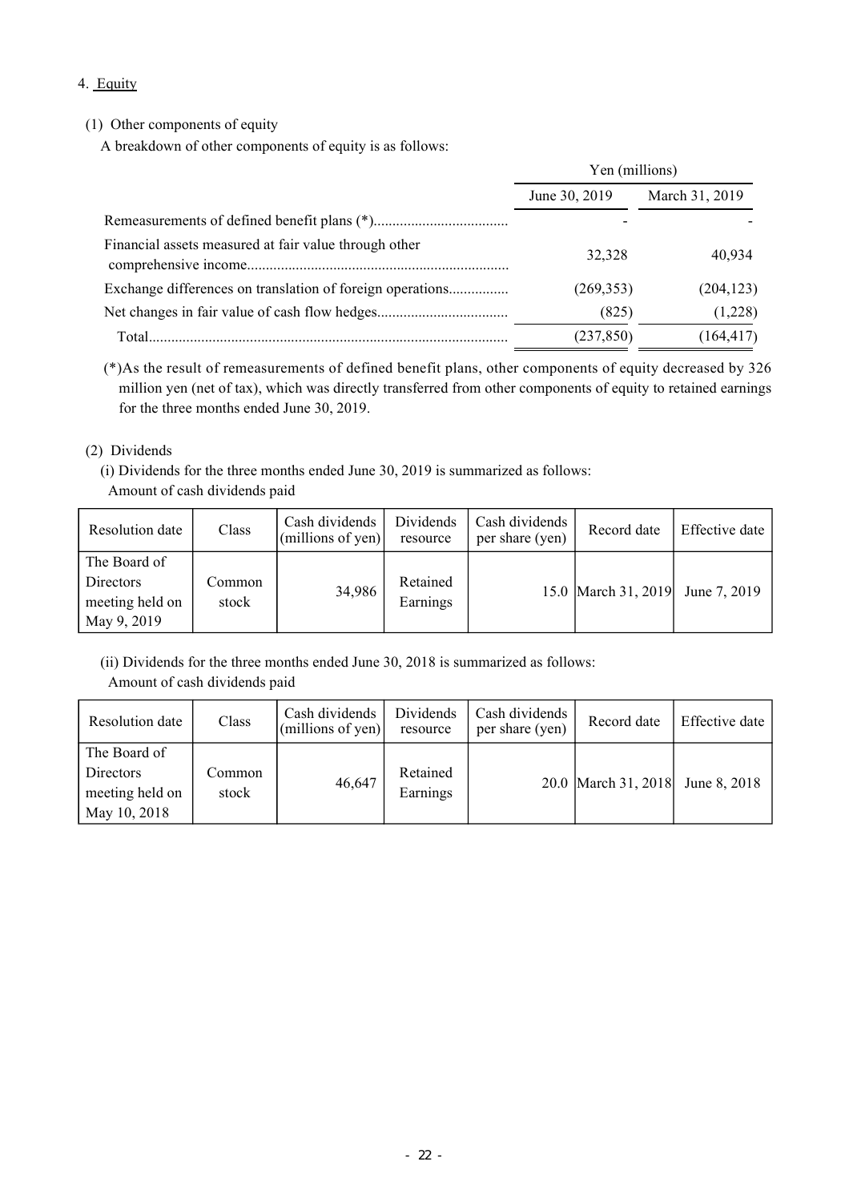## 4. Equity

### (1) Other components of equity

A breakdown of other components of equity is as follows:

| | Yen (millions) | |
|---|---|---|
| | June 30, 2019 | March 31, 2019 |
| Remeasurements of defined benefit plans (*) | - | - |
| Financial assets measured at fair value through other comprehensive income | 32,328 | 40,934 |
| Exchange differences on translation of foreign operations | (269,353) | (204,123) |
| Net changes in fair value of cash flow hedges | (825) | (1,228) |
| Total | (237,850) | (164,417) |

(*)As the result of remeasurements of defined benefit plans, other components of equity decreased by 326 million yen (net of tax), which was directly transferred from other components of equity to retained earnings for the three months ended June 30, 2019.

### (2) Dividends

(i) Dividends for the three months ended June 30, 2019 is summarized as follows:

Amount of cash dividends paid

| Resolution date | Class | Cash dividends (millions of yen) | Dividends resource | Cash dividends per share (yen) | Record date | Effective date |
|---|---|---|---|---|---|---|
| The Board of Directors meeting held on May 9, 2019 | Common stock | 34,986 | Retained Earnings | 15.0 | March 31, 2019 | June 7, 2019 |

(ii) Dividends for the three months ended June 30, 2018 is summarized as follows:

Amount of cash dividends paid

| Resolution date | Class | Cash dividends (millions of yen) | Dividends resource | Cash dividends per share (yen) | Record date | Effective date |
|---|---|---|---|---|---|---|
| The Board of Directors meeting held on May 10, 2018 | Common stock | 46,647 | Retained Earnings | 20.0 | March 31, 2018 | June 8, 2018 |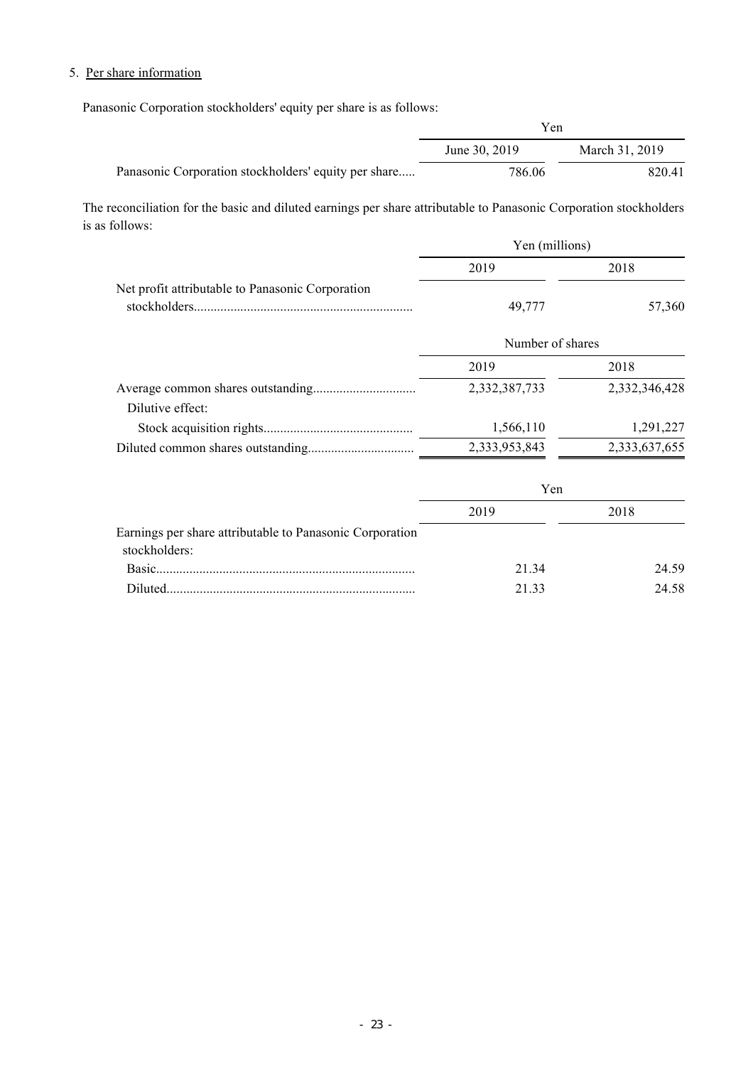5. Per share information

Panasonic Corporation stockholders' equity per share is as follows:

| | Yen | |
|---|---|---|
| | June 30, 2019 | March 31, 2019 |
| Panasonic Corporation stockholders' equity per share | 786.06 | 820.41 |

The reconciliation for the basic and diluted earnings per share attributable to Panasonic Corporation stockholders is as follows:

| | Yen (millions) | |
|---|---|---|
| | 2019 | 2018 |
| Net profit attributable to Panasonic Corporation stockholders | 49,777 | 57,360 |

| | Number of shares | |
|---|---|---|
| | 2019 | 2018 |
| Average common shares outstanding | 2,332,387,733 | 2,332,346,428 |
| Dilutive effect: | | |
| Stock acquisition rights | 1,566,110 | 1,291,227 |
| Diluted common shares outstanding | 2,333,953,843 | 2,333,637,655 |

| | Yen | |
|---|---|---|
| | 2019 | 2018 |
| Earnings per share attributable to Panasonic Corporation stockholders: | | |
| Basic | 21.34 | 24.59 |
| Diluted | 21.33 | 24.58 |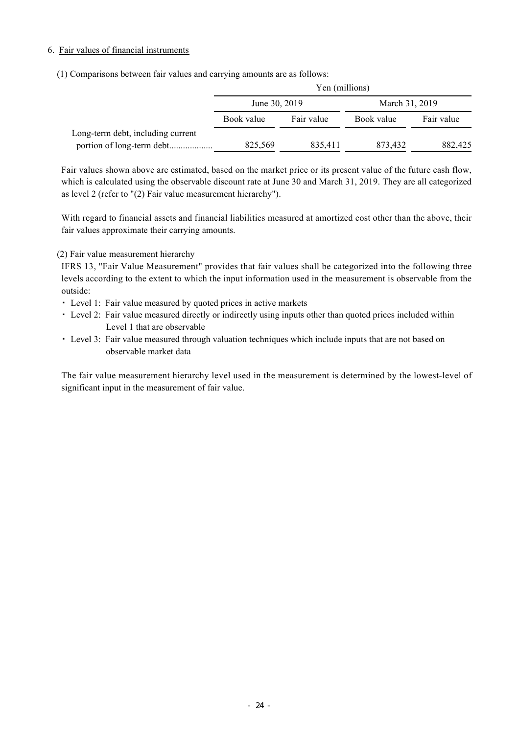6. Fair values of financial instruments

(1) Comparisons between fair values and carrying amounts are as follows:

| | Yen (millions) | | | |
|---|---|---|---|---|
| | June 30, 2019 | | March 31, 2019 | |
| | Book value | Fair value | Book value | Fair value |
| Long-term debt, including current portion of long-term debt.................. | 825,569 | 835,411 | 873,432 | 882,425 |

Fair values shown above are estimated, based on the market price or its present value of the future cash flow, which is calculated using the observable discount rate at June 30 and March 31, 2019. They are all categorized as level 2 (refer to "(2) Fair value measurement hierarchy").

With regard to financial assets and financial liabilities measured at amortized cost other than the above, their fair values approximate their carrying amounts.

(2) Fair value measurement hierarchy

IFRS 13, "Fair Value Measurement" provides that fair values shall be categorized into the following three levels according to the extent to which the input information used in the measurement is observable from the outside:

- Level 1: Fair value measured by quoted prices in active markets
- Level 2: Fair value measured directly or indirectly using inputs other than quoted prices included within Level 1 that are observable
- Level 3: Fair value measured through valuation techniques which include inputs that are not based on observable market data

The fair value measurement hierarchy level used in the measurement is determined by the lowest-level of significant input in the measurement of fair value.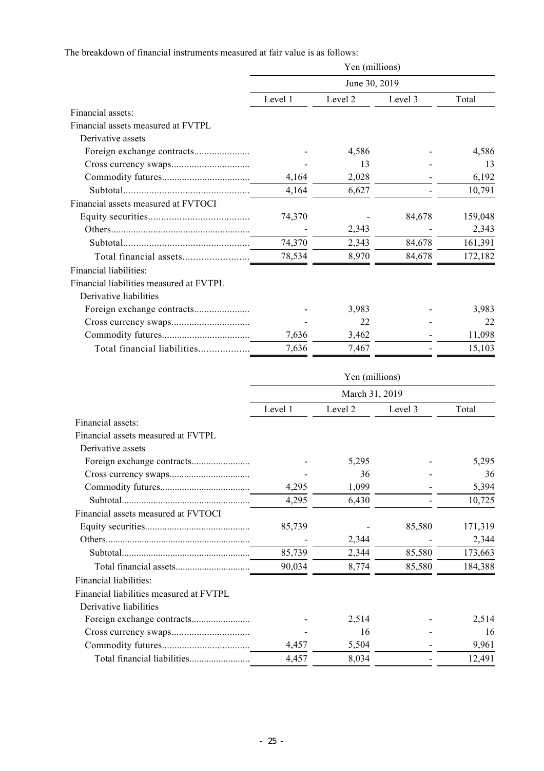The breakdown of financial instruments measured at fair value is as follows:

| | Yen (millions) | | | |
|---|---|---|---|---|
| | June 30, 2019 | | | |
| | Level 1 | Level 2 | Level 3 | Total |
| Financial assets: | | | | |
| Financial assets measured at FVTPL | | | | |
| Derivative assets | | | | |
| Foreign exchange contracts | - | 4,586 | - | 4,586 |
| Cross currency swaps | - | 13 | - | 13 |
| Commodity futures | 4,164 | 2,028 | - | 6,192 |
| Subtotal | 4,164 | 6,627 | - | 10,791 |
| Financial assets measured at FVTOCI | | | | |
| Equity securities | 74,370 | - | 84,678 | 159,048 |
| Others | - | 2,343 | - | 2,343 |
| Subtotal | 74,370 | 2,343 | 84,678 | 161,391 |
| Total financial assets | 78,534 | 8,970 | 84,678 | 172,182 |
| Financial liabilities: | | | | |
| Financial liabilities measured at FVTPL | | | | |
| Derivative liabilities | | | | |
| Foreign exchange contracts | - | 3,983 | - | 3,983 |
| Cross currency swaps | - | 22 | - | 22 |
| Commodity futures | 7,636 | 3,462 | - | 11,098 |
| Total financial liabilities | 7,636 | 7,467 | - | 15,103 |

| | Yen (millions) | | | |
|---|---|---|---|---|
| | March 31, 2019 | | | |
| | Level 1 | Level 2 | Level 3 | Total |
| Financial assets: | | | | |
| Financial assets measured at FVTPL | | | | |
| Derivative assets | | | | |
| Foreign exchange contracts | - | 5,295 | - | 5,295 |
| Cross currency swaps | - | 36 | - | 36 |
| Commodity futures | 4,295 | 1,099 | - | 5,394 |
| Subtotal | 4,295 | 6,430 | - | 10,725 |
| Financial assets measured at FVTOCI | | | | |
| Equity securities | 85,739 | - | 85,580 | 171,319 |
| Others | - | 2,344 | - | 2,344 |
| Subtotal | 85,739 | 2,344 | 85,580 | 173,663 |
| Total financial assets | 90,034 | 8,774 | 85,580 | 184,388 |
| Financial liabilities: | | | | |
| Financial liabilities measured at FVTPL | | | | |
| Derivative liabilities | | | | |
| Foreign exchange contracts | - | 2,514 | - | 2,514 |
| Cross currency swaps | - | 16 | - | 16 |
| Commodity futures | 4,457 | 5,504 | - | 9,961 |
| Total financial liabilities | 4,457 | 8,034 | - | 12,491 |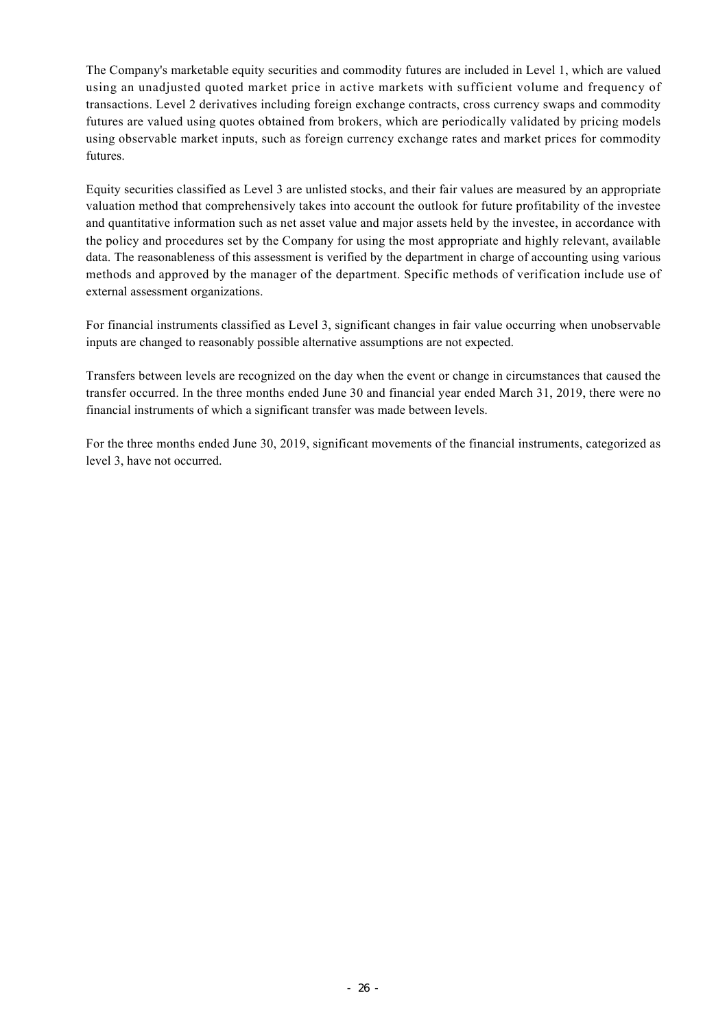The Company's marketable equity securities and commodity futures are included in Level 1, which are valued using an unadjusted quoted market price in active markets with sufficient volume and frequency of transactions. Level 2 derivatives including foreign exchange contracts, cross currency swaps and commodity futures are valued using quotes obtained from brokers, which are periodically validated by pricing models using observable market inputs, such as foreign currency exchange rates and market prices for commodity futures.

Equity securities classified as Level 3 are unlisted stocks, and their fair values are measured by an appropriate valuation method that comprehensively takes into account the outlook for future profitability of the investee and quantitative information such as net asset value and major assets held by the investee, in accordance with the policy and procedures set by the Company for using the most appropriate and highly relevant, available data. The reasonableness of this assessment is verified by the department in charge of accounting using various methods and approved by the manager of the department. Specific methods of verification include use of external assessment organizations.

For financial instruments classified as Level 3, significant changes in fair value occurring when unobservable inputs are changed to reasonably possible alternative assumptions are not expected.

Transfers between levels are recognized on the day when the event or change in circumstances that caused the transfer occurred. In the three months ended June 30 and financial year ended March 31, 2019, there were no financial instruments of which a significant transfer was made between levels.

For the three months ended June 30, 2019, significant movements of the financial instruments, categorized as level 3, have not occurred.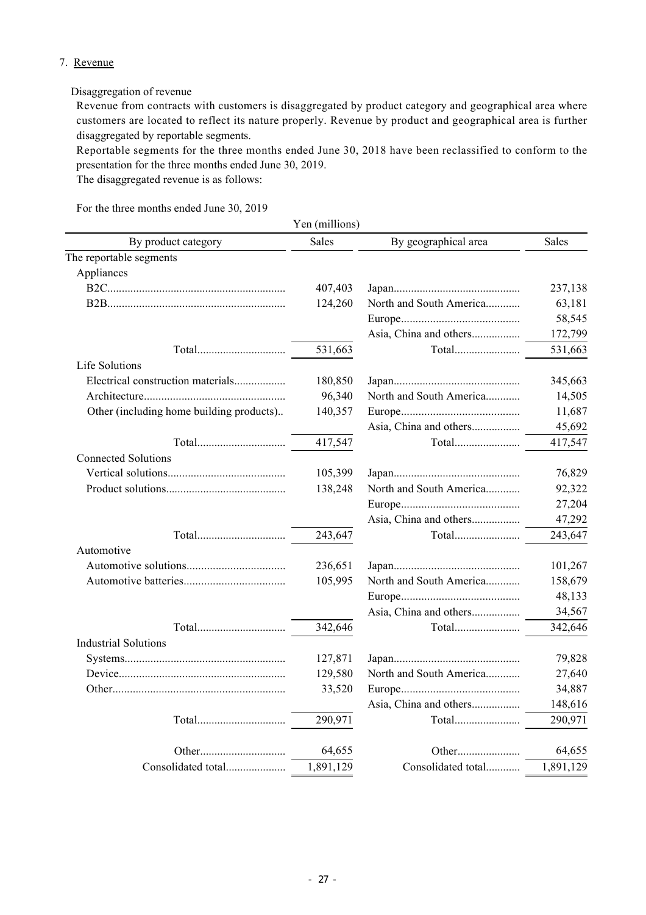7. Revenue

Disaggregation of revenue

Revenue from contracts with customers is disaggregated by product category and geographical area where customers are located to reflect its nature properly. Revenue by product and geographical area is further disaggregated by reportable segments.

Reportable segments for the three months ended June 30, 2018 have been reclassified to conform to the presentation for the three months ended June 30, 2019.

The disaggregated revenue is as follows:

For the three months ended June 30, 2019

Yen (millions)

| By product category | Sales | By geographical area | Sales |
|---|---|---|---|
| The reportable segments | | | |
| Appliances | | | |
| B2C | 407,403 | Japan | 237,138 |
| B2B | 124,260 | North and South America | 63,181 |
| | | Europe | 58,545 |
| | | Asia, China and others | 172,799 |
| Total | 531,663 | Total | 531,663 |
| Life Solutions | | | |
| Electrical construction materials | 180,850 | Japan | 345,663 |
| Architecture | 96,340 | North and South America | 14,505 |
| Other (including home building products) | 140,357 | Europe | 11,687 |
| | | Asia, China and others | 45,692 |
| Total | 417,547 | Total | 417,547 |
| Connected Solutions | | | |
| Vertical solutions | 105,399 | Japan | 76,829 |
| Product solutions | 138,248 | North and South America | 92,322 |
| | | Europe | 27,204 |
| | | Asia, China and others | 47,292 |
| Total | 243,647 | Total | 243,647 |
| Automotive | | | |
| Automotive solutions | 236,651 | Japan | 101,267 |
| Automotive batteries | 105,995 | North and South America | 158,679 |
| | | Europe | 48,133 |
| | | Asia, China and others | 34,567 |
| Total | 342,646 | Total | 342,646 |
| Industrial Solutions | | | |
| Systems | 127,871 | Japan | 79,828 |
| Device | 129,580 | North and South America | 27,640 |
| Other | 33,520 | Europe | 34,887 |
| | | Asia, China and others | 148,616 |
| Total | 290,971 | Total | 290,971 |
| Other | 64,655 | Other | 64,655 |
| Consolidated total | 1,891,129 | Consolidated total | 1,891,129 |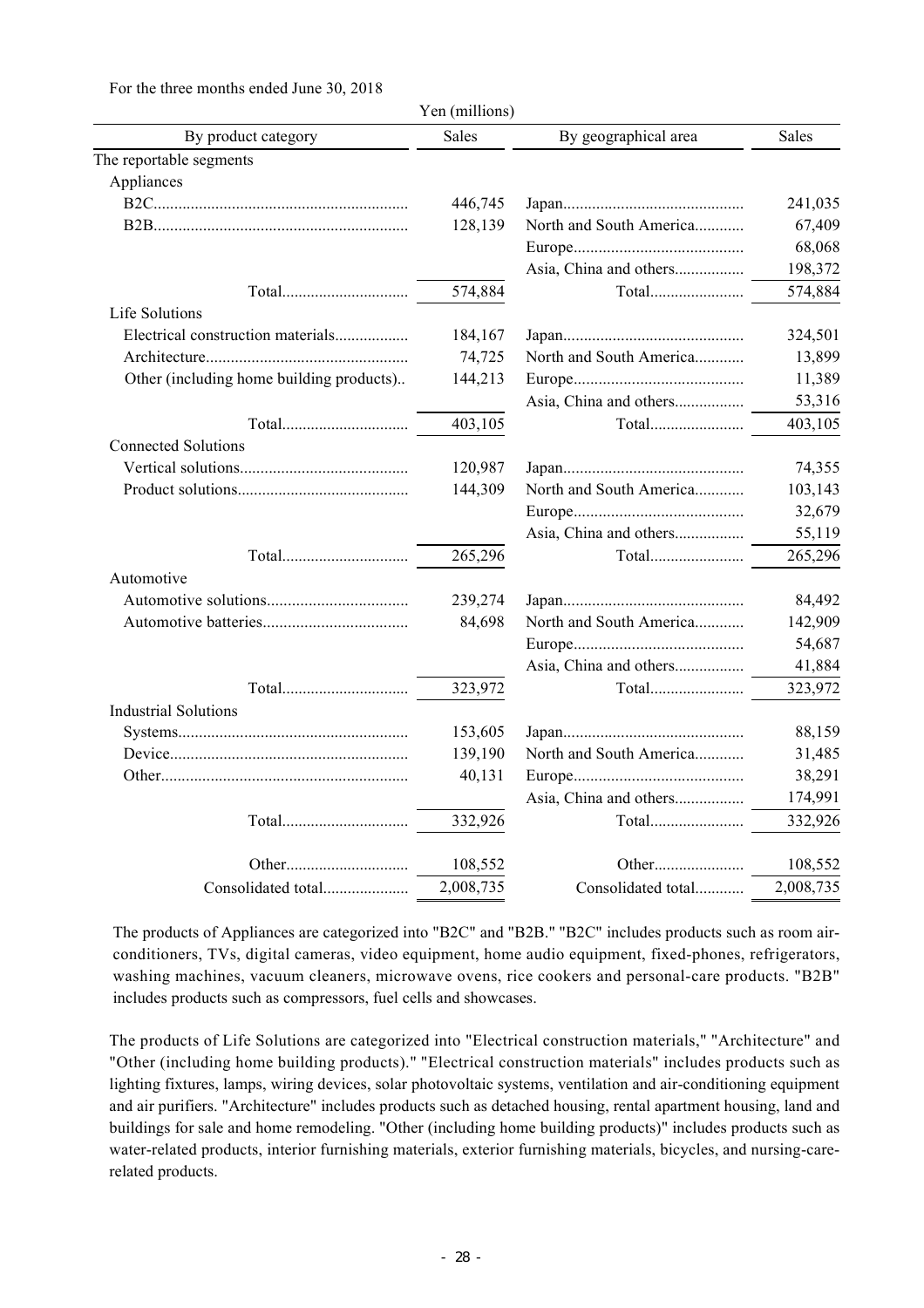For the three months ended June 30, 2018

Yen (millions)

| By product category | Sales | By geographical area | Sales |
|---|---|---|---|
| The reportable segments | | | |
| Appliances | | | |
| B2C | 446,745 | Japan | 241,035 |
| B2B | 128,139 | North and South America | 67,409 |
| | | Europe | 68,068 |
| | | Asia, China and others | 198,372 |
| Total | 574,884 | Total | 574,884 |
| Life Solutions | | | |
| Electrical construction materials | 184,167 | Japan | 324,501 |
| Architecture | 74,725 | North and South America | 13,899 |
| Other (including home building products) | 144,213 | Europe | 11,389 |
| | | Asia, China and others | 53,316 |
| Total | 403,105 | Total | 403,105 |
| Connected Solutions | | | |
| Vertical solutions | 120,987 | Japan | 74,355 |
| Product solutions | 144,309 | North and South America | 103,143 |
| | | Europe | 32,679 |
| | | Asia, China and others | 55,119 |
| Total | 265,296 | Total | 265,296 |
| Automotive | | | |
| Automotive solutions | 239,274 | Japan | 84,492 |
| Automotive batteries | 84,698 | North and South America | 142,909 |
| | | Europe | 54,687 |
| | | Asia, China and others | 41,884 |
| Total | 323,972 | Total | 323,972 |
| Industrial Solutions | | | |
| Systems | 153,605 | Japan | 88,159 |
| Device | 139,190 | North and South America | 31,485 |
| Other | 40,131 | Europe | 38,291 |
| | | Asia, China and others | 174,991 |
| Total | 332,926 | Total | 332,926 |
| Other | 108,552 | Other | 108,552 |
| Consolidated total | 2,008,735 | Consolidated total | 2,008,735 |

The products of Appliances are categorized into "B2C" and "B2B." "B2C" includes products such as room air-conditioners, TVs, digital cameras, video equipment, home audio equipment, fixed-phones, refrigerators, washing machines, vacuum cleaners, microwave ovens, rice cookers and personal-care products. "B2B" includes products such as compressors, fuel cells and showcases.

The products of Life Solutions are categorized into "Electrical construction materials," "Architecture" and "Other (including home building products)." "Electrical construction materials" includes products such as lighting fixtures, lamps, wiring devices, solar photovoltaic systems, ventilation and air-conditioning equipment and air purifiers. "Architecture" includes products such as detached housing, rental apartment housing, land and buildings for sale and home remodeling. "Other (including home building products)" includes products such as water-related products, interior furnishing materials, exterior furnishing materials, bicycles, and nursing-care-related products.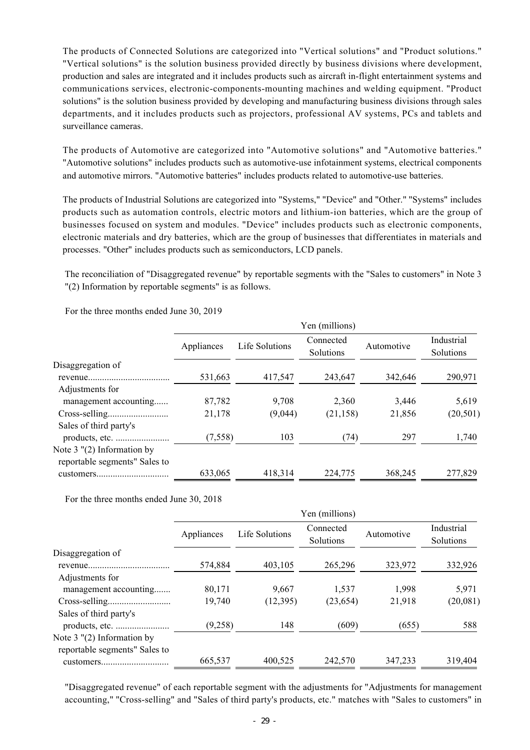The products of Connected Solutions are categorized into "Vertical solutions" and "Product solutions." "Vertical solutions" is the solution business provided directly by business divisions where development, production and sales are integrated and it includes products such as aircraft in-flight entertainment systems and communications services, electronic-components-mounting machines and welding equipment. "Product solutions" is the solution business provided by developing and manufacturing business divisions through sales departments, and it includes products such as projectors, professional AV systems, PCs and tablets and surveillance cameras.

The products of Automotive are categorized into "Automotive solutions" and "Automotive batteries." "Automotive solutions" includes products such as automotive-use infotainment systems, electrical components and automotive mirrors. "Automotive batteries" includes products related to automotive-use batteries.

The products of Industrial Solutions are categorized into "Systems," "Device" and "Other." "Systems" includes products such as automation controls, electric motors and lithium-ion batteries, which are the group of businesses focused on system and modules. "Device" includes products such as electronic components, electronic materials and dry batteries, which are the group of businesses that differentiates in materials and processes. "Other" includes products such as semiconductors, LCD panels.

The reconciliation of "Disaggregated revenue" by reportable segments with the "Sales to customers" in Note 3 "(2) Information by reportable segments" is as follows.

For the three months ended June 30, 2019

| | Yen (millions) | | | | |
|---|---|---|---|---|---|
| | Appliances | Life Solutions | Connected Solutions | Automotive | Industrial Solutions |
| Disaggregation of revenue | 531,663 | 417,547 | 243,647 | 342,646 | 290,971 |
| Adjustments for management accounting | 87,782 | 9,708 | 2,360 | 3,446 | 5,619 |
| Cross-selling | 21,178 | (9,044) | (21,158) | 21,856 | (20,501) |
| Sales of third party's products, etc. | (7,558) | 103 | (74) | 297 | 1,740 |
| Note 3 "(2) Information by reportable segments" Sales to customers | 633,065 | 418,314 | 224,775 | 368,245 | 277,829 |

For the three months ended June 30, 2018

| | Yen (millions) | | | | |
|---|---|---|---|---|---|
| | Appliances | Life Solutions | Connected Solutions | Automotive | Industrial Solutions |
| Disaggregation of revenue | 574,884 | 403,105 | 265,296 | 323,972 | 332,926 |
| Adjustments for management accounting | 80,171 | 9,667 | 1,537 | 1,998 | 5,971 |
| Cross-selling | 19,740 | (12,395) | (23,654) | 21,918 | (20,081) |
| Sales of third party's products, etc. | (9,258) | 148 | (609) | (655) | 588 |
| Note 3 "(2) Information by reportable segments" Sales to customers | 665,537 | 400,525 | 242,570 | 347,233 | 319,404 |

"Disaggregated revenue" of each reportable segment with the adjustments for "Adjustments for management accounting," "Cross-selling" and "Sales of third party's products, etc." matches with "Sales to customers" in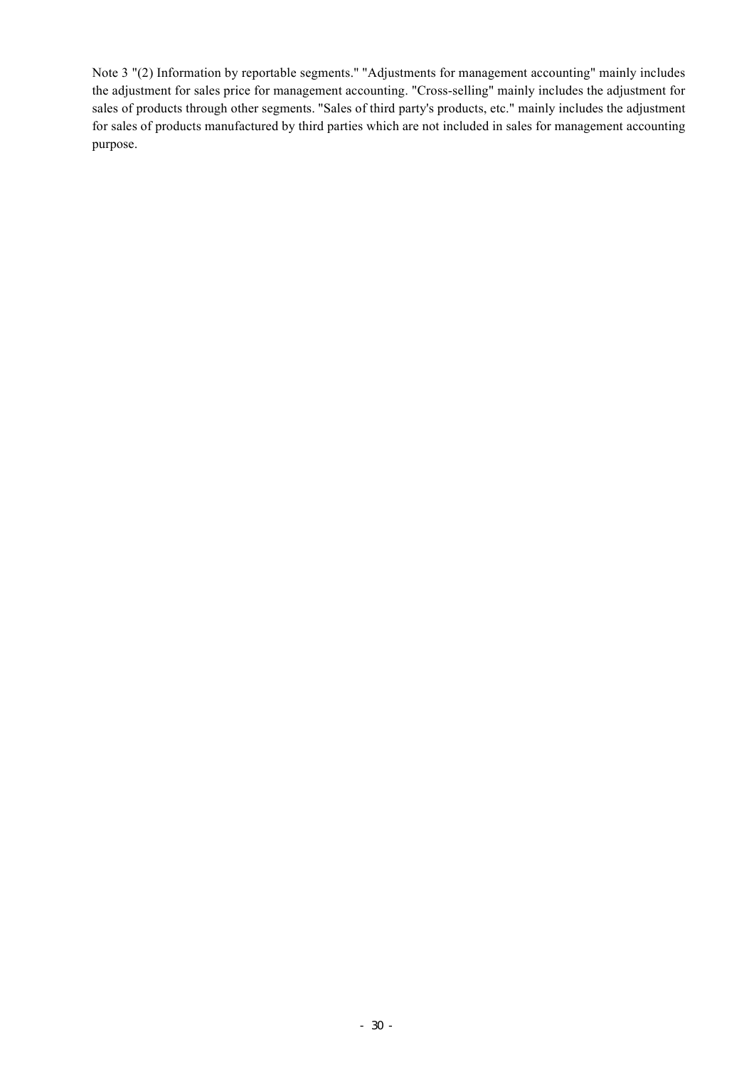Note 3 "(2) Information by reportable segments." "Adjustments for management accounting" mainly includes the adjustment for sales price for management accounting. "Cross-selling" mainly includes the adjustment for sales of products through other segments. "Sales of third party's products, etc." mainly includes the adjustment for sales of products manufactured by third parties which are not included in sales for management accounting purpose.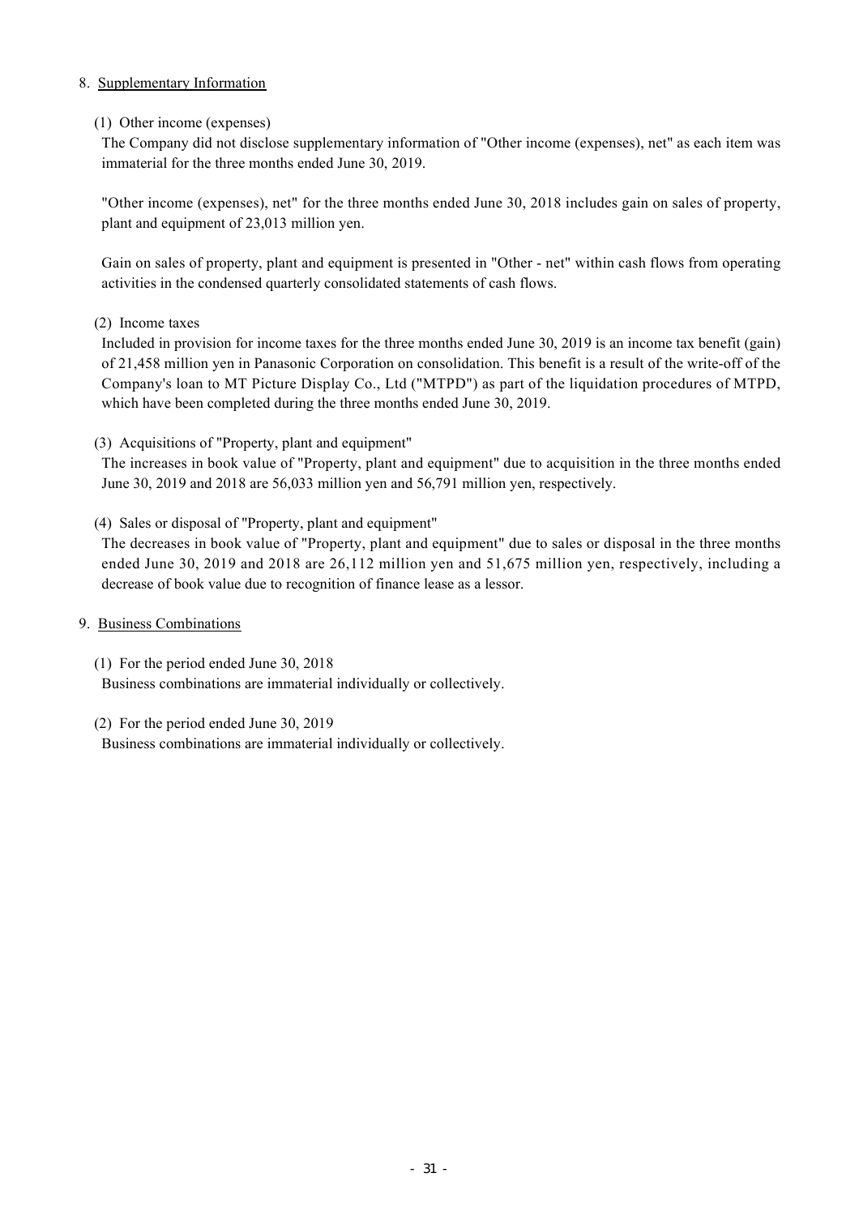## 8. Supplementary Information

### (1) Other income (expenses)

The Company did not disclose supplementary information of "Other income (expenses), net" as each item was immaterial for the three months ended June 30, 2019.

"Other income (expenses), net" for the three months ended June 30, 2018 includes gain on sales of property, plant and equipment of 23,013 million yen.

Gain on sales of property, plant and equipment is presented in "Other - net" within cash flows from operating activities in the condensed quarterly consolidated statements of cash flows.

### (2) Income taxes

Included in provision for income taxes for the three months ended June 30, 2019 is an income tax benefit (gain) of 21,458 million yen in Panasonic Corporation on consolidation. This benefit is a result of the write-off of the Company's loan to MT Picture Display Co., Ltd ("MTPD") as part of the liquidation procedures of MTPD, which have been completed during the three months ended June 30, 2019.

### (3) Acquisitions of "Property, plant and equipment"

The increases in book value of "Property, plant and equipment" due to acquisition in the three months ended June 30, 2019 and 2018 are 56,033 million yen and 56,791 million yen, respectively.

### (4) Sales or disposal of "Property, plant and equipment"

The decreases in book value of "Property, plant and equipment" due to sales or disposal in the three months ended June 30, 2019 and 2018 are 26,112 million yen and 51,675 million yen, respectively, including a decrease of book value due to recognition of finance lease as a lessor.

## 9. Business Combinations

### (1) For the period ended June 30, 2018

Business combinations are immaterial individually or collectively.

### (2) For the period ended June 30, 2019

Business combinations are immaterial individually or collectively.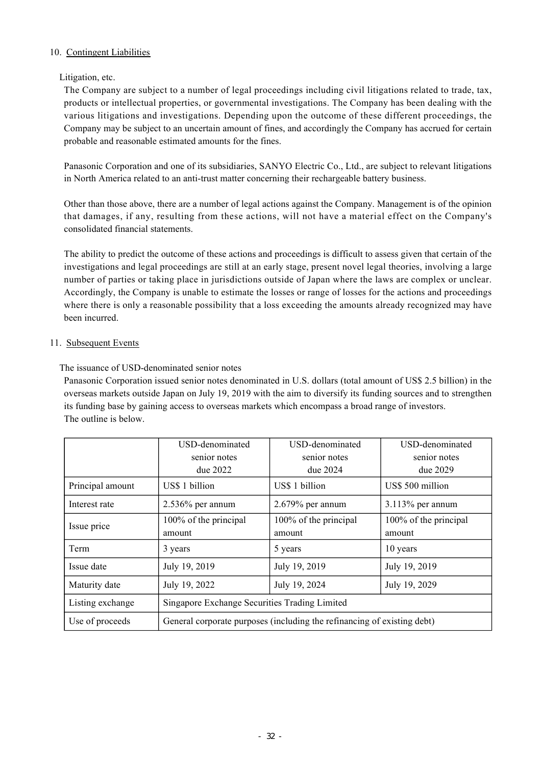## 10. Contingent Liabilities

Litigation, etc.

The Company are subject to a number of legal proceedings including civil litigations related to trade, tax, products or intellectual properties, or governmental investigations. The Company has been dealing with the various litigations and investigations. Depending upon the outcome of these different proceedings, the Company may be subject to an uncertain amount of fines, and accordingly the Company has accrued for certain probable and reasonable estimated amounts for the fines.

Panasonic Corporation and one of its subsidiaries, SANYO Electric Co., Ltd., are subject to relevant litigations in North America related to an anti-trust matter concerning their rechargeable battery business.

Other than those above, there are a number of legal actions against the Company. Management is of the opinion that damages, if any, resulting from these actions, will not have a material effect on the Company's consolidated financial statements.

The ability to predict the outcome of these actions and proceedings is difficult to assess given that certain of the investigations and legal proceedings are still at an early stage, present novel legal theories, involving a large number of parties or taking place in jurisdictions outside of Japan where the laws are complex or unclear. Accordingly, the Company is unable to estimate the losses or range of losses for the actions and proceedings where there is only a reasonable possibility that a loss exceeding the amounts already recognized may have been incurred.

## 11. Subsequent Events

The issuance of USD-denominated senior notes

Panasonic Corporation issued senior notes denominated in U.S. dollars (total amount of US$ 2.5 billion) in the overseas markets outside Japan on July 19, 2019 with the aim to diversify its funding sources and to strengthen its funding base by gaining access to overseas markets which encompass a broad range of investors.
The outline is below.

| | USD-denominated senior notes due 2022 | USD-denominated senior notes due 2024 | USD-denominated senior notes due 2029 |
|---|---|---|---|
| Principal amount | US$ 1 billion | US$ 1 billion | US$ 500 million |
| Interest rate | 2.536% per annum | 2.679% per annum | 3.113% per annum |
| Issue price | 100% of the principal amount | 100% of the principal amount | 100% of the principal amount |
| Term | 3 years | 5 years | 10 years |
| Issue date | July 19, 2019 | July 19, 2019 | July 19, 2019 |
| Maturity date | July 19, 2022 | July 19, 2024 | July 19, 2029 |
| Listing exchange | Singapore Exchange Securities Trading Limited | | |
| Use of proceeds | General corporate purposes (including the refinancing of existing debt) | | |